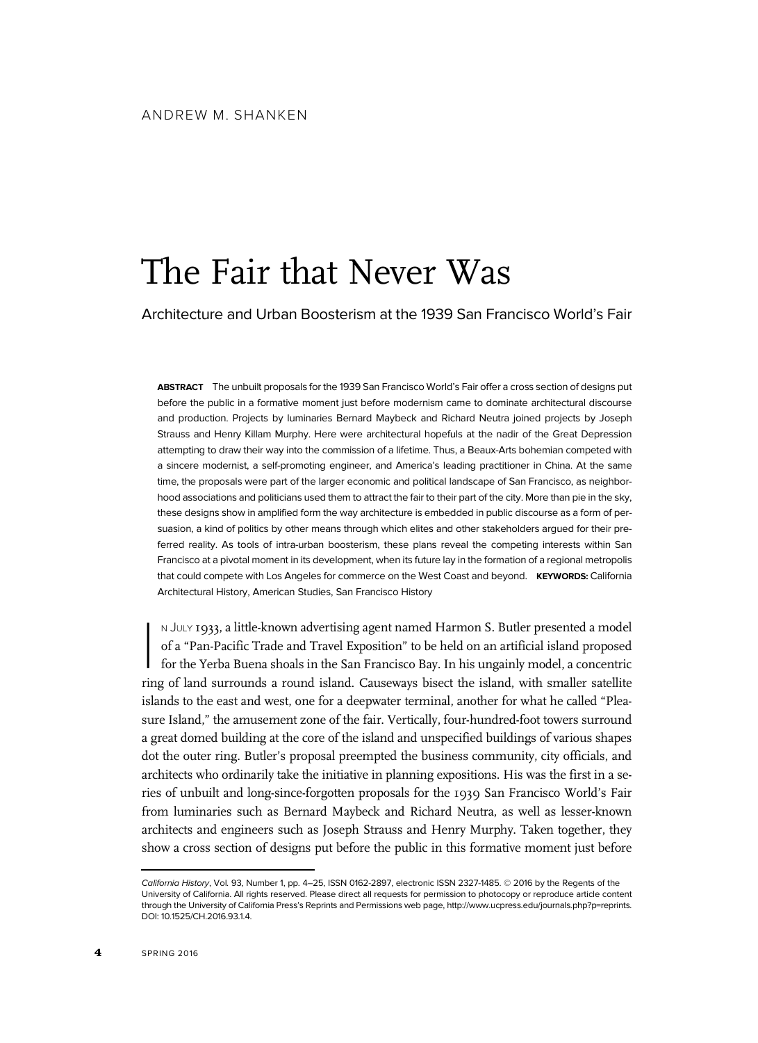ANDREW M. SHANKEN

# The Fair that Never Was

## Architecture and Urban Boosterism at the 1939 San Francisco World's Fair

**ABSTRACT** The unbuilt proposals for the 1939 San Francisco World's Fair offer a cross section of designs put before the public in a formative moment just before modernism came to dominate architectural discourse and production. Projects by luminaries Bernard Maybeck and Richard Neutra joined projects by Joseph Strauss and Henry Killam Murphy. Here were architectural hopefuls at the nadir of the Great Depression attempting to draw their way into the commission of a lifetime. Thus, a Beaux-Arts bohemian competed with a sincere modernist, a self-promoting engineer, and America's leading practitioner in China. At the same time, the proposals were part of the larger economic and political landscape of San Francisco, as neighborhood associations and politicians used them to attract the fair to their part of the city. More than pie in the sky, these designs show in amplified form the way architecture is embedded in public discourse as a form of persuasion, a kind of politics by other means through which elites and other stakeholders argued for their preferred reality. As tools of intra-urban boosterism, these plans reveal the competing interests within San Francisco at a pivotal moment in its development, when its future lay in the formation of a regional metropolis that could compete with Los Angeles for commerce on the West Coast and beyond. **KEYWORDS:** California Architectural History, American Studies, San Francisco History

In July 1933, a little-known advertising agent named Harmon S. Butler presented a model of a "Pan-Pacific Trade and Travel Exposition" to be held on an artificial island proposed for the Yerba Buena shoals in the San Francisco Bay. In his ungainly model, a concentric ring of land surrounds a round island. Causeways bisect the island, with smaller satellite islands to the east and west, one for a deepwater terminal, another for what he called "Pleasure Island," the amusement zone of the fair. Vertically, four-hundred-foot towers surround a great domed building at the core of the island and unspecified buildings of various shapes dot the outer ring. Butler's proposal preempted the business community, city officials, and architects who ordinarily take the initiative in planning expositions. His was the first in a series of unbuilt and long-since-forgotten proposals for the 1939 San Francisco World's Fair from luminaries such as Bernard Maybeck and Richard Neutra, as well as lesser-known architects and engineers such as Joseph Strauss and Henry Murphy. Taken together, they show a cross section of designs put before the public in this formative moment just before

*California History*, Vol. 93, Number 1, pp. 4–25, ISSN 0162-2897, electronic ISSN 2327-1485. © 2016 by the Regents of the University of California. All rights reserved. Please direct all requests for permission to photocopy or reproduce article content through the University of California Press's Reprints and Permissions web page, http://www.ucpress.edu/journals.php?p=reprints. DOI: 10.1525/CH.2016.93.1.4.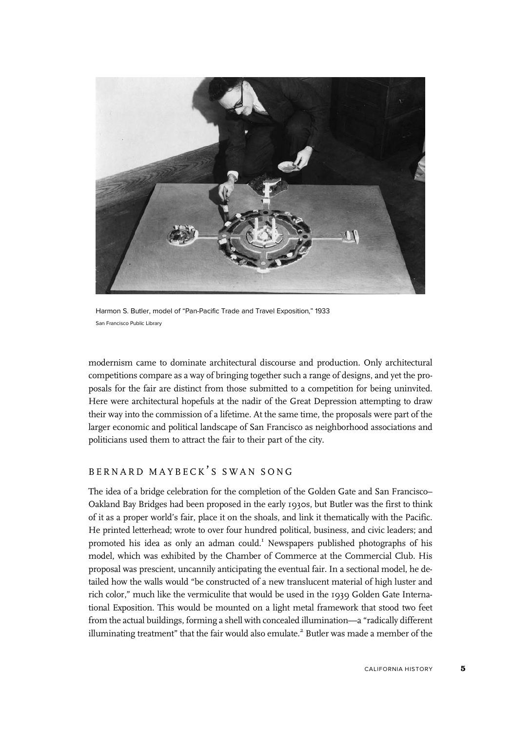Harmon S. Butler, model of "Pan-Pacific Trade and Travel Exposition," 1933
San Francisco Public Library

modernism came to dominate architectural discourse and production. Only architectural competitions compare as a way of bringing together such a range of designs, and yet the proposals for the fair are distinct from those submitted to a competition for being uninvited. Here were architectural hopefuls at the nadir of the Great Depression attempting to draw their way into the commission of a lifetime. At the same time, the proposals were part of the larger economic and political landscape of San Francisco as neighborhood associations and politicians used them to attract the fair to their part of the city.

## BERNARD MAYBECK'S SWAN SONG

The idea of a bridge celebration for the completion of the Golden Gate and San Francisco–Oakland Bay Bridges had been proposed in the early 1930s, but Butler was the first to think of it as a proper world's fair, place it on the shoals, and link it thematically with the Pacific. He printed letterhead; wrote to over four hundred political, business, and civic leaders; and promoted his idea as only an adman could.[1] Newspapers published photographs of his model, which was exhibited by the Chamber of Commerce at the Commercial Club. His proposal was prescient, uncannily anticipating the eventual fair. In a sectional model, he detailed how the walls would "be constructed of a new translucent material of high luster and rich color," much like the vermiculite that would be used in the 1939 Golden Gate International Exposition. This would be mounted on a light metal framework that stood two feet from the actual buildings, forming a shell with concealed illumination—a "radically different illuminating treatment" that the fair would also emulate.[2] Butler was made a member of the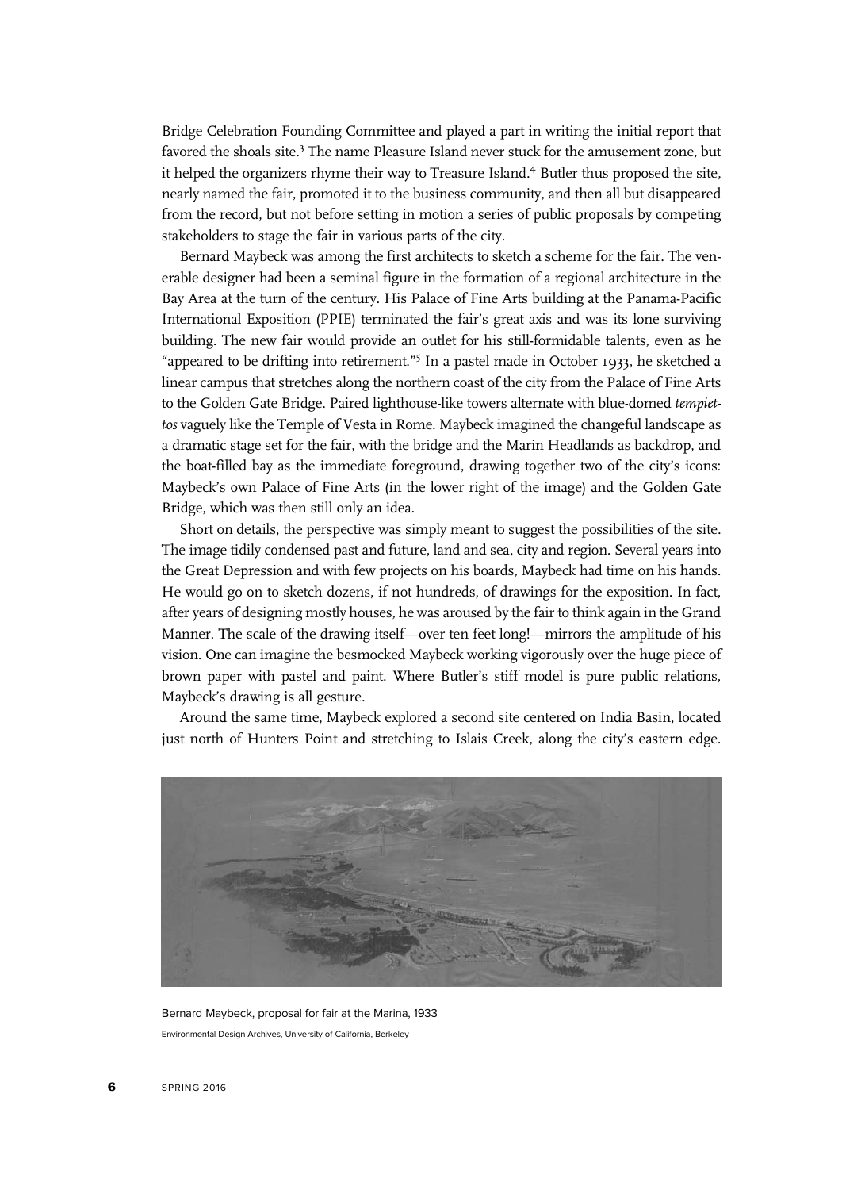Bridge Celebration Founding Committee and played a part in writing the initial report that favored the shoals site.[3] The name Pleasure Island never stuck for the amusement zone, but it helped the organizers rhyme their way to Treasure Island.[4] Butler thus proposed the site, nearly named the fair, promoted it to the business community, and then all but disappeared from the record, but not before setting in motion a series of public proposals by competing stakeholders to stage the fair in various parts of the city.

Bernard Maybeck was among the first architects to sketch a scheme for the fair. The venerable designer had been a seminal figure in the formation of a regional architecture in the Bay Area at the turn of the century. His Palace of Fine Arts building at the Panama-Pacific International Exposition (PPIE) terminated the fair's great axis and was its lone surviving building. The new fair would provide an outlet for his still-formidable talents, even as he "appeared to be drifting into retirement."[5] In a pastel made in October 1933, he sketched a linear campus that stretches along the northern coast of the city from the Palace of Fine Arts to the Golden Gate Bridge. Paired lighthouse-like towers alternate with blue-domed *tempiettos* vaguely like the Temple of Vesta in Rome. Maybeck imagined the changeful landscape as a dramatic stage set for the fair, with the bridge and the Marin Headlands as backdrop, and the boat-filled bay as the immediate foreground, drawing together two of the city's icons: Maybeck's own Palace of Fine Arts (in the lower right of the image) and the Golden Gate Bridge, which was then still only an idea.

Short on details, the perspective was simply meant to suggest the possibilities of the site. The image tidily condensed past and future, land and sea, city and region. Several years into the Great Depression and with few projects on his boards, Maybeck had time on his hands. He would go on to sketch dozens, if not hundreds, of drawings for the exposition. In fact, after years of designing mostly houses, he was aroused by the fair to think again in the Grand Manner. The scale of the drawing itself—over ten feet long!—mirrors the amplitude of his vision. One can imagine the besmocked Maybeck working vigorously over the huge piece of brown paper with pastel and paint. Where Butler's stiff model is pure public relations, Maybeck's drawing is all gesture.

Around the same time, Maybeck explored a second site centered on India Basin, located just north of Hunters Point and stretching to Islais Creek, along the city's eastern edge.

Bernard Maybeck, proposal for fair at the Marina, 1933

Environmental Design Archives, University of California, Berkeley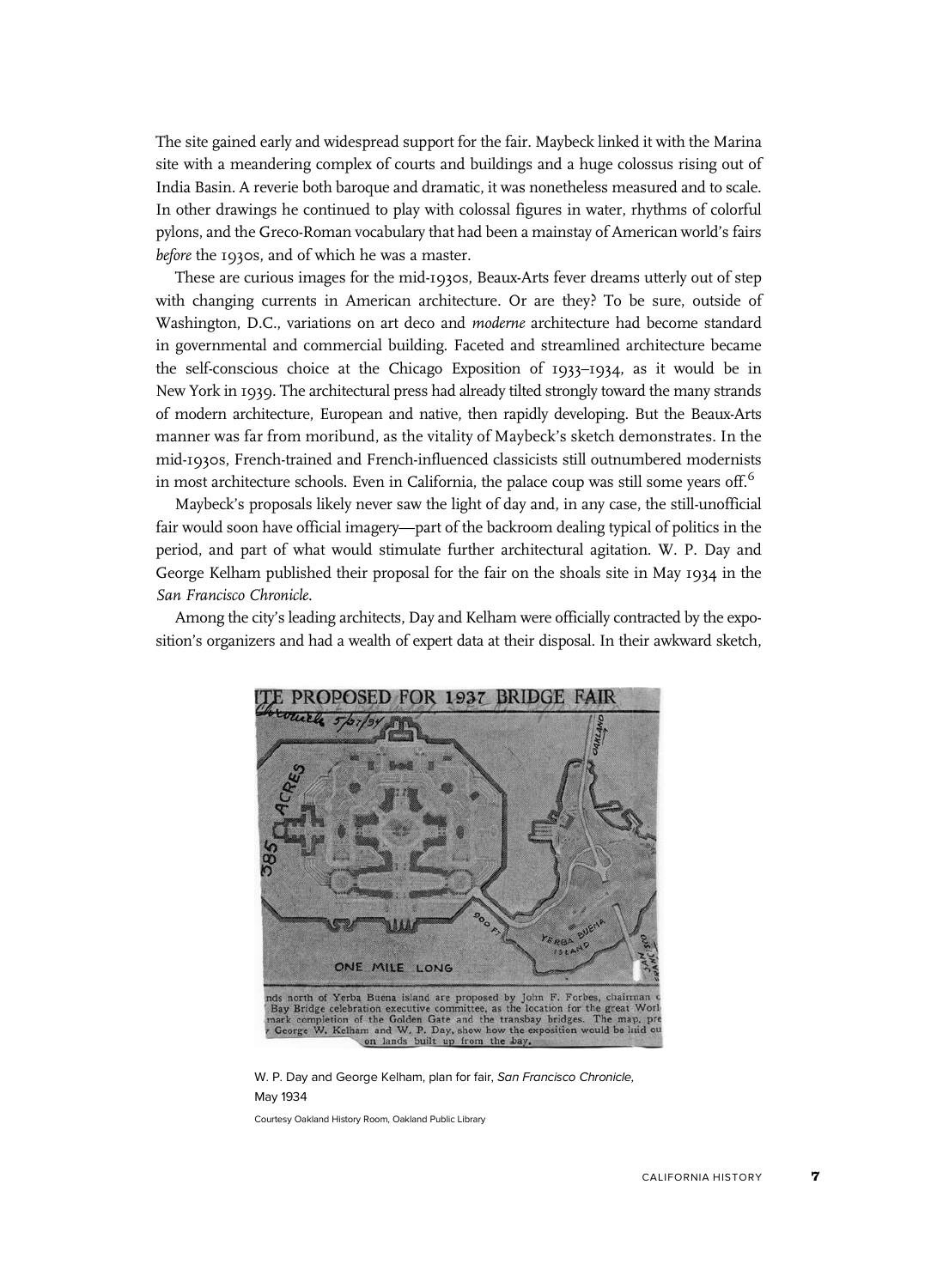The site gained early and widespread support for the fair. Maybeck linked it with the Marina site with a meandering complex of courts and buildings and a huge colossus rising out of India Basin. A reverie both baroque and dramatic, it was nonetheless measured and to scale. In other drawings he continued to play with colossal figures in water, rhythms of colorful pylons, and the Greco-Roman vocabulary that had been a mainstay of American world's fairs *before* the 1930s, and of which he was a master.

These are curious images for the mid-1930s, Beaux-Arts fever dreams utterly out of step with changing currents in American architecture. Or are they? To be sure, outside of Washington, D.C., variations on art deco and *moderne* architecture had become standard in governmental and commercial building. Faceted and streamlined architecture became the self-conscious choice at the Chicago Exposition of 1933–1934, as it would be in New York in 1939. The architectural press had already tilted strongly toward the many strands of modern architecture, European and native, then rapidly developing. But the Beaux-Arts manner was far from moribund, as the vitality of Maybeck's sketch demonstrates. In the mid-1930s, French-trained and French-influenced classicists still outnumbered modernists in most architecture schools. Even in California, the palace coup was still some years off.[6]

Maybeck's proposals likely never saw the light of day and, in any case, the still-unofficial fair would soon have official imagery—part of the backroom dealing typical of politics in the period, and part of what would stimulate further architectural agitation. W. P. Day and George Kelham published their proposal for the fair on the shoals site in May 1934 in the *San Francisco Chronicle*.

Among the city's leading architects, Day and Kelham were officially contracted by the exposition's organizers and had a wealth of expert data at their disposal. In their awkward sketch,

W. P. Day and George Kelham, plan for fair, *San Francisco Chronicle*, May 1934

Courtesy Oakland History Room, Oakland Public Library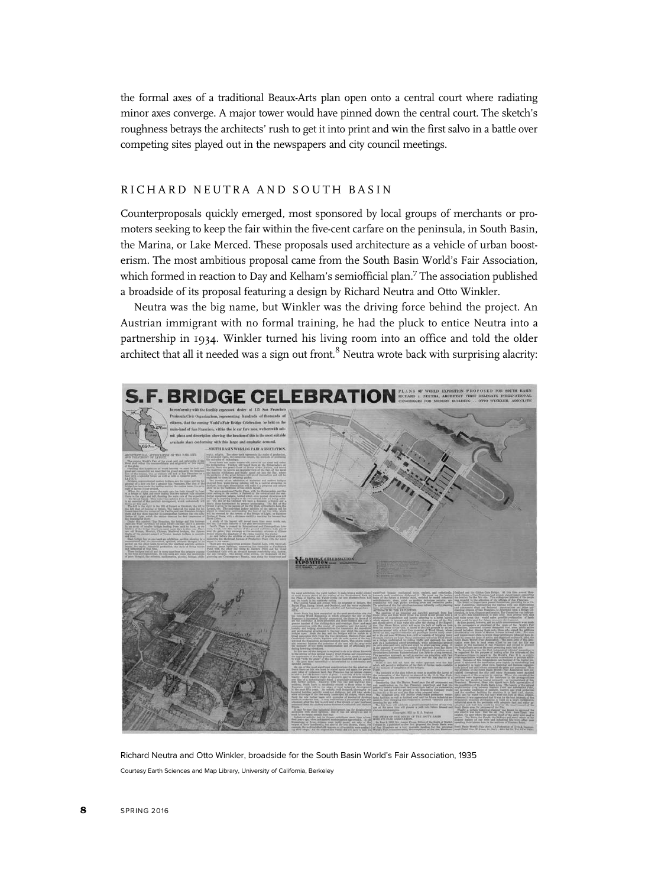the formal axes of a traditional Beaux-Arts plan open onto a central court where radiating minor axes converge. A major tower would have pinned down the central court. The sketch's roughness betrays the architects' rush to get it into print and win the first salvo in a battle over competing sites played out in the newspapers and city council meetings.

## RICHARD NEUTRA AND SOUTH BASIN

Counterproposals quickly emerged, most sponsored by local groups of merchants or promoters seeking to keep the fair within the five-cent carfare on the peninsula, in South Basin, the Marina, or Lake Merced. These proposals used architecture as a vehicle of urban boosterism. The most ambitious proposal came from the South Basin World's Fair Association, which formed in reaction to Day and Kelham's semiofficial plan.[7] The association published a broadside of its proposal featuring a design by Richard Neutra and Otto Winkler.

Neutra was the big name, but Winkler was the driving force behind the project. An Austrian immigrant with no formal training, he had the pluck to entice Neutra into a partnership in 1934. Winkler turned his living room into an office and told the older architect that all it needed was a sign out front.[8] Neutra wrote back with surprising alacrity:

Richard Neutra and Otto Winkler, broadside for the South Basin World's Fair Association, 1935

Courtesy Earth Sciences and Map Library, University of California, Berkeley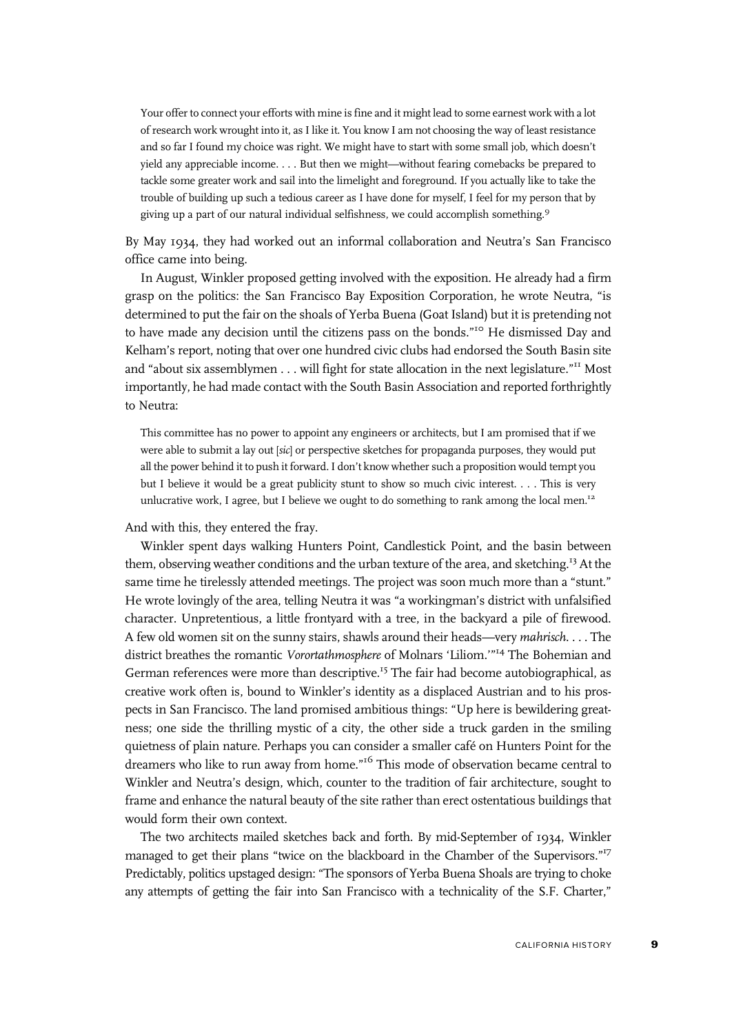> Your offer to connect your efforts with mine is fine and it might lead to some earnest work with a lot of research work wrought into it, as I like it. You know I am not choosing the way of least resistance and so far I found my choice was right. We might have to start with some small job, which doesn't yield any appreciable income. . . . But then we might—without fearing comebacks be prepared to tackle some greater work and sail into the limelight and foreground. If you actually like to take the trouble of building up such a tedious career as I have done for myself, I feel for my person that by giving up a part of our natural individual selfishness, we could accomplish something.[9]

By May 1934, they had worked out an informal collaboration and Neutra's San Francisco office came into being.

In August, Winkler proposed getting involved with the exposition. He already had a firm grasp on the politics: the San Francisco Bay Exposition Corporation, he wrote Neutra, "is determined to put the fair on the shoals of Yerba Buena (Goat Island) but it is pretending not to have made any decision until the citizens pass on the bonds."[10] He dismissed Day and Kelham's report, noting that over one hundred civic clubs had endorsed the South Basin site and "about six assemblymen . . . will fight for state allocation in the next legislature."[11] Most importantly, he had made contact with the South Basin Association and reported forthrightly to Neutra:

> This committee has no power to appoint any engineers or architects, but I am promised that if we were able to submit a lay out [*sic*] or perspective sketches for propaganda purposes, they would put all the power behind it to push it forward. I don't know whether such a proposition would tempt you but I believe it would be a great publicity stunt to show so much civic interest. . . . This is very unlucrative work, I agree, but I believe we ought to do something to rank among the local men.[12]

And with this, they entered the fray.

Winkler spent days walking Hunters Point, Candlestick Point, and the basin between them, observing weather conditions and the urban texture of the area, and sketching.[13] At the same time he tirelessly attended meetings. The project was soon much more than a "stunt." He wrote lovingly of the area, telling Neutra it was "a workingman's district with unfalsified character. Unpretentious, a little frontyard with a tree, in the backyard a pile of firewood. A few old women sit on the sunny stairs, shawls around their heads—very *mahrisch*. . . . The district breathes the romantic *Vorortathmosphere* of Molnars 'Liliom.'"[14] The Bohemian and German references were more than descriptive.[15] The fair had become autobiographical, as creative work often is, bound to Winkler's identity as a displaced Austrian and to his prospects in San Francisco. The land promised ambitious things: "Up here is bewildering greatness; one side the thrilling mystic of a city, the other side a truck garden in the smiling quietness of plain nature. Perhaps you can consider a smaller café on Hunters Point for the dreamers who like to run away from home."[16] This mode of observation became central to Winkler and Neutra's design, which, counter to the tradition of fair architecture, sought to frame and enhance the natural beauty of the site rather than erect ostentatious buildings that would form their own context.

The two architects mailed sketches back and forth. By mid-September of 1934, Winkler managed to get their plans "twice on the blackboard in the Chamber of the Supervisors."[17] Predictably, politics upstaged design: "The sponsors of Yerba Buena Shoals are trying to choke any attempts of getting the fair into San Francisco with a technicality of the S.F. Charter,"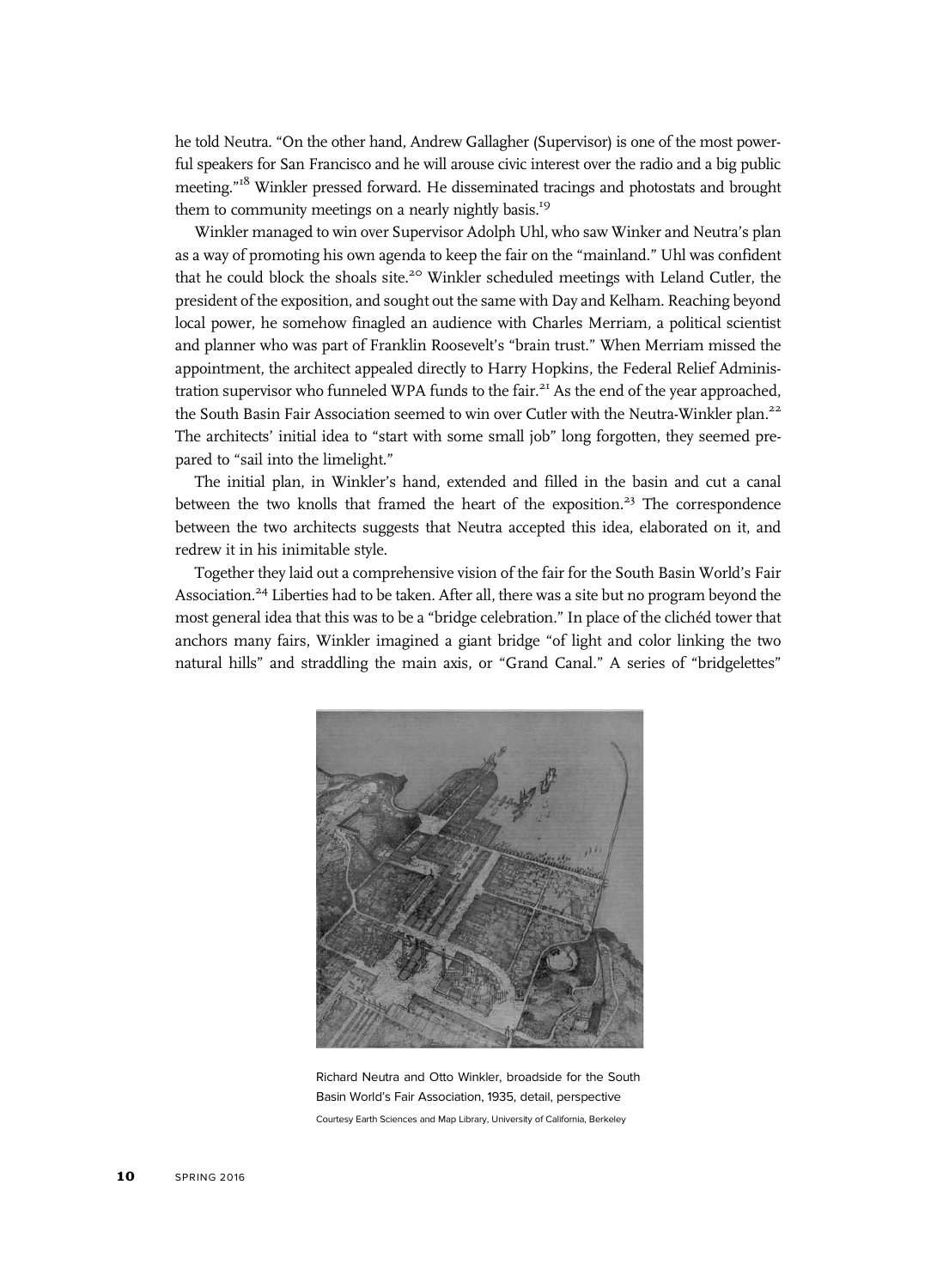he told Neutra. "On the other hand, Andrew Gallagher (Supervisor) is one of the most powerful speakers for San Francisco and he will arouse civic interest over the radio and a big public meeting."[18] Winkler pressed forward. He disseminated tracings and photostats and brought them to community meetings on a nearly nightly basis.[19]

Winkler managed to win over Supervisor Adolph Uhl, who saw Winker and Neutra's plan as a way of promoting his own agenda to keep the fair on the "mainland." Uhl was confident that he could block the shoals site.[20] Winkler scheduled meetings with Leland Cutler, the president of the exposition, and sought out the same with Day and Kelham. Reaching beyond local power, he somehow finagled an audience with Charles Merriam, a political scientist and planner who was part of Franklin Roosevelt's "brain trust." When Merriam missed the appointment, the architect appealed directly to Harry Hopkins, the Federal Relief Administration supervisor who funneled WPA funds to the fair.[21] As the end of the year approached, the South Basin Fair Association seemed to win over Cutler with the Neutra-Winkler plan.[22] The architects' initial idea to "start with some small job" long forgotten, they seemed prepared to "sail into the limelight."

The initial plan, in Winkler's hand, extended and filled in the basin and cut a canal between the two knolls that framed the heart of the exposition.[23] The correspondence between the two architects suggests that Neutra accepted this idea, elaborated on it, and redrew it in his inimitable style.

Together they laid out a comprehensive vision of the fair for the South Basin World's Fair Association.[24] Liberties had to be taken. After all, there was a site but no program beyond the most general idea that this was to be a "bridge celebration." In place of the clichéd tower that anchors many fairs, Winkler imagined a giant bridge "of light and color linking the two natural hills" and straddling the main axis, or "Grand Canal." A series of "bridgelettes"

Richard Neutra and Otto Winkler, broadside for the South Basin World's Fair Association, 1935, detail, perspective

Courtesy Earth Sciences and Map Library, University of California, Berkeley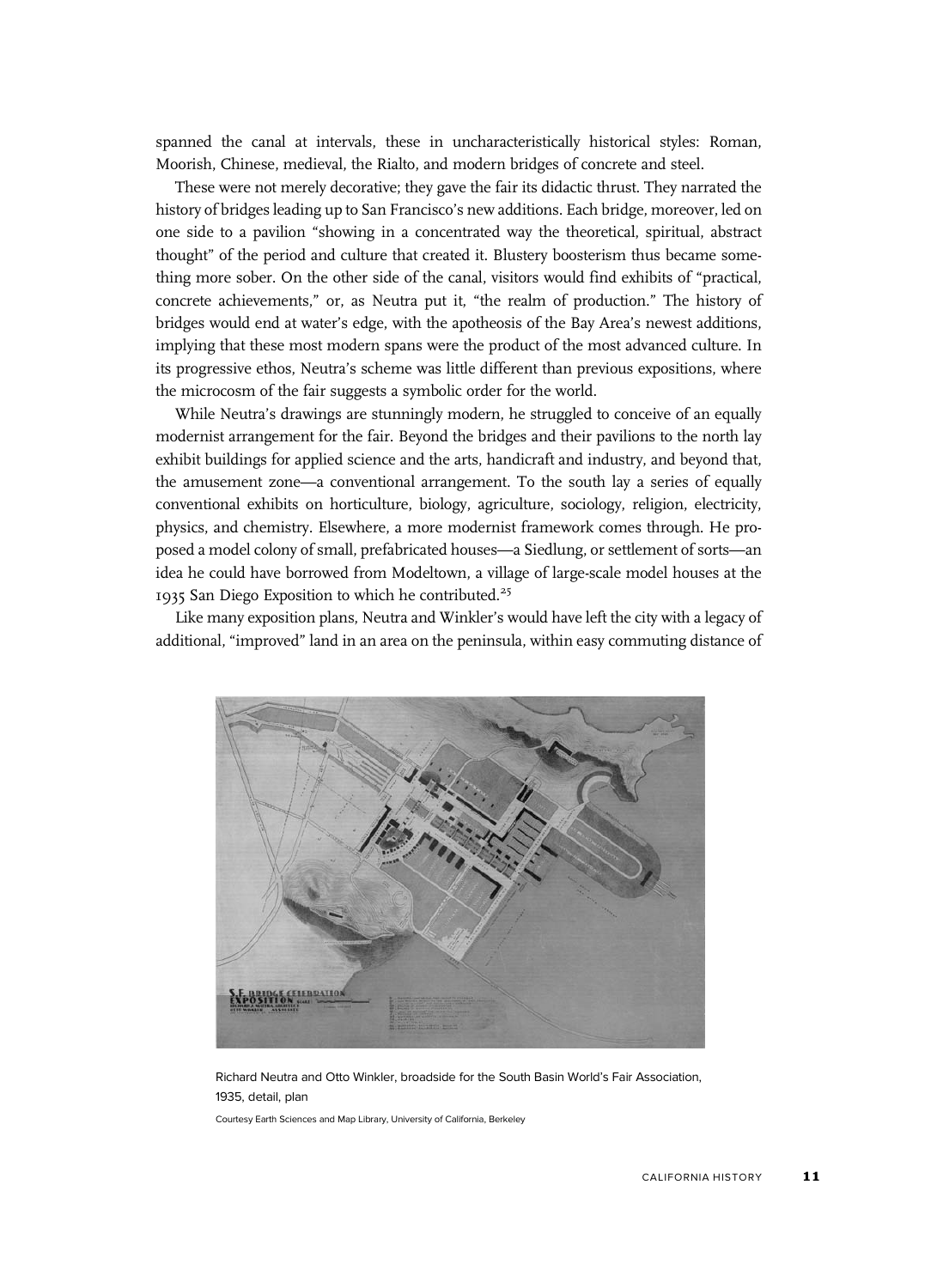spanned the canal at intervals, these in uncharacteristically historical styles: Roman, Moorish, Chinese, medieval, the Rialto, and modern bridges of concrete and steel.

These were not merely decorative; they gave the fair its didactic thrust. They narrated the history of bridges leading up to San Francisco's new additions. Each bridge, moreover, led on one side to a pavilion "showing in a concentrated way the theoretical, spiritual, abstract thought" of the period and culture that created it. Blustery boosterism thus became something more sober. On the other side of the canal, visitors would find exhibits of "practical, concrete achievements," or, as Neutra put it, "the realm of production." The history of bridges would end at water's edge, with the apotheosis of the Bay Area's newest additions, implying that these most modern spans were the product of the most advanced culture. In its progressive ethos, Neutra's scheme was little different than previous expositions, where the microcosm of the fair suggests a symbolic order for the world.

While Neutra's drawings are stunningly modern, he struggled to conceive of an equally modernist arrangement for the fair. Beyond the bridges and their pavilions to the north lay exhibit buildings for applied science and the arts, handicraft and industry, and beyond that, the amusement zone—a conventional arrangement. To the south lay a series of equally conventional exhibits on horticulture, biology, agriculture, sociology, religion, electricity, physics, and chemistry. Elsewhere, a more modernist framework comes through. He proposed a model colony of small, prefabricated houses—a Siedlung, or settlement of sorts—an idea he could have borrowed from Modeltown, a village of large-scale model houses at the 1935 San Diego Exposition to which he contributed.[25]

Like many exposition plans, Neutra and Winkler's would have left the city with a legacy of additional, "improved" land in an area on the peninsula, within easy commuting distance of

Richard Neutra and Otto Winkler, broadside for the South Basin World's Fair Association, 1935, detail, plan

Courtesy Earth Sciences and Map Library, University of California, Berkeley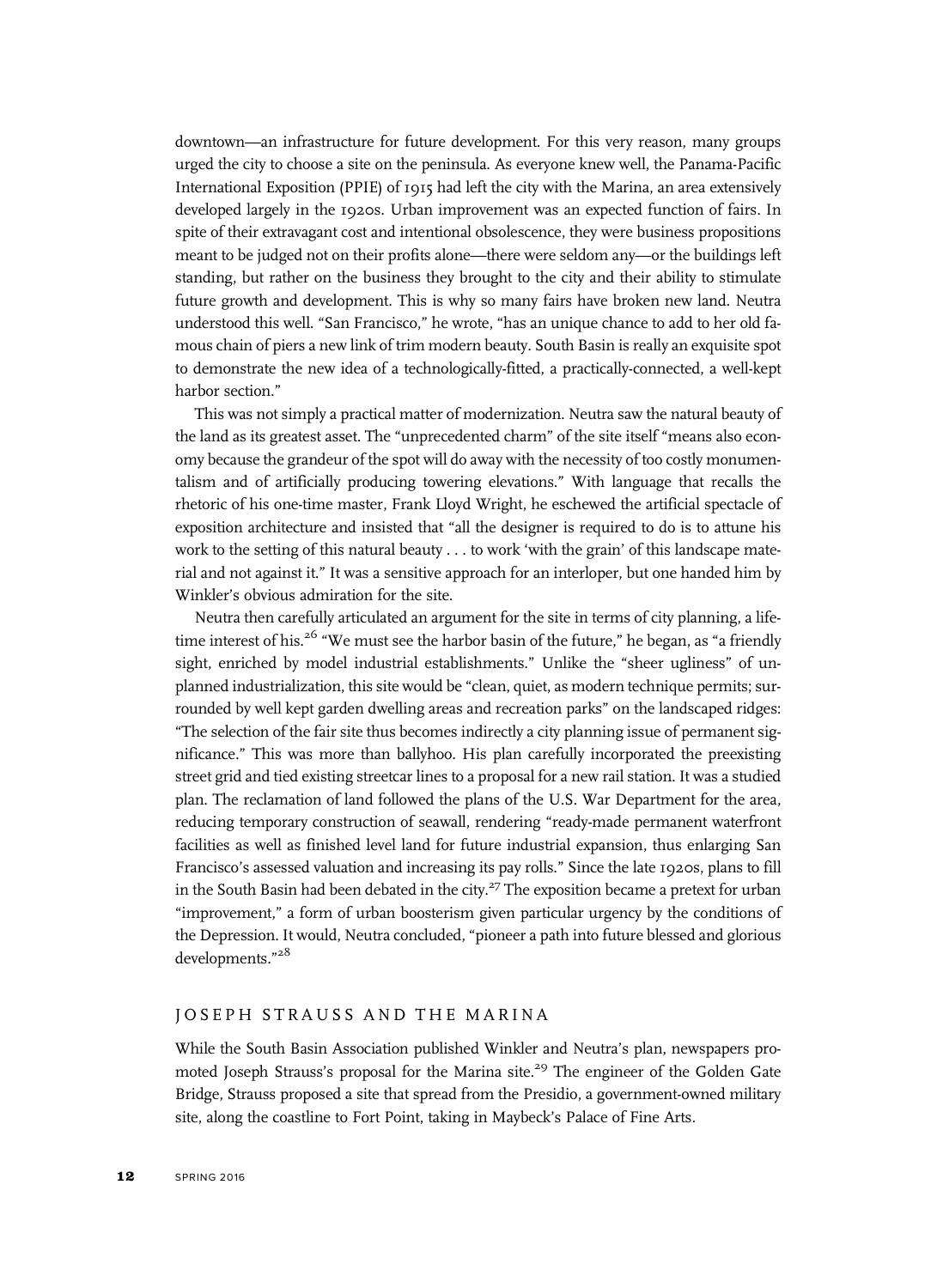downtown—an infrastructure for future development. For this very reason, many groups urged the city to choose a site on the peninsula. As everyone knew well, the Panama-Pacific International Exposition (PPIE) of 1915 had left the city with the Marina, an area extensively developed largely in the 1920s. Urban improvement was an expected function of fairs. In spite of their extravagant cost and intentional obsolescence, they were business propositions meant to be judged not on their profits alone—there were seldom any—or the buildings left standing, but rather on the business they brought to the city and their ability to stimulate future growth and development. This is why so many fairs have broken new land. Neutra understood this well. "San Francisco," he wrote, "has an unique chance to add to her old famous chain of piers a new link of trim modern beauty. South Basin is really an exquisite spot to demonstrate the new idea of a technologically-fitted, a practically-connected, a well-kept harbor section."

This was not simply a practical matter of modernization. Neutra saw the natural beauty of the land as its greatest asset. The "unprecedented charm" of the site itself "means also economy because the grandeur of the spot will do away with the necessity of too costly monumentalism and of artificially producing towering elevations." With language that recalls the rhetoric of his one-time master, Frank Lloyd Wright, he eschewed the artificial spectacle of exposition architecture and insisted that "all the designer is required to do is to attune his work to the setting of this natural beauty . . . to work 'with the grain' of this landscape material and not against it." It was a sensitive approach for an interloper, but one handed him by Winkler's obvious admiration for the site.

Neutra then carefully articulated an argument for the site in terms of city planning, a lifetime interest of his.[26] "We must see the harbor basin of the future," he began, as "a friendly sight, enriched by model industrial establishments." Unlike the "sheer ugliness" of unplanned industrialization, this site would be "clean, quiet, as modern technique permits; surrounded by well kept garden dwelling areas and recreation parks" on the landscaped ridges: "The selection of the fair site thus becomes indirectly a city planning issue of permanent significance." This was more than ballyhoo. His plan carefully incorporated the preexisting street grid and tied existing streetcar lines to a proposal for a new rail station. It was a studied plan. The reclamation of land followed the plans of the U.S. War Department for the area, reducing temporary construction of seawall, rendering "ready-made permanent waterfront facilities as well as finished level land for future industrial expansion, thus enlarging San Francisco's assessed valuation and increasing its pay rolls." Since the late 1920s, plans to fill in the South Basin had been debated in the city.[27] The exposition became a pretext for urban "improvement," a form of urban boosterism given particular urgency by the conditions of the Depression. It would, Neutra concluded, "pioneer a path into future blessed and glorious developments."[28]

## JOSEPH STRAUSS AND THE MARINA

While the South Basin Association published Winkler and Neutra's plan, newspapers promoted Joseph Strauss's proposal for the Marina site.[29] The engineer of the Golden Gate Bridge, Strauss proposed a site that spread from the Presidio, a government-owned military site, along the coastline to Fort Point, taking in Maybeck's Palace of Fine Arts.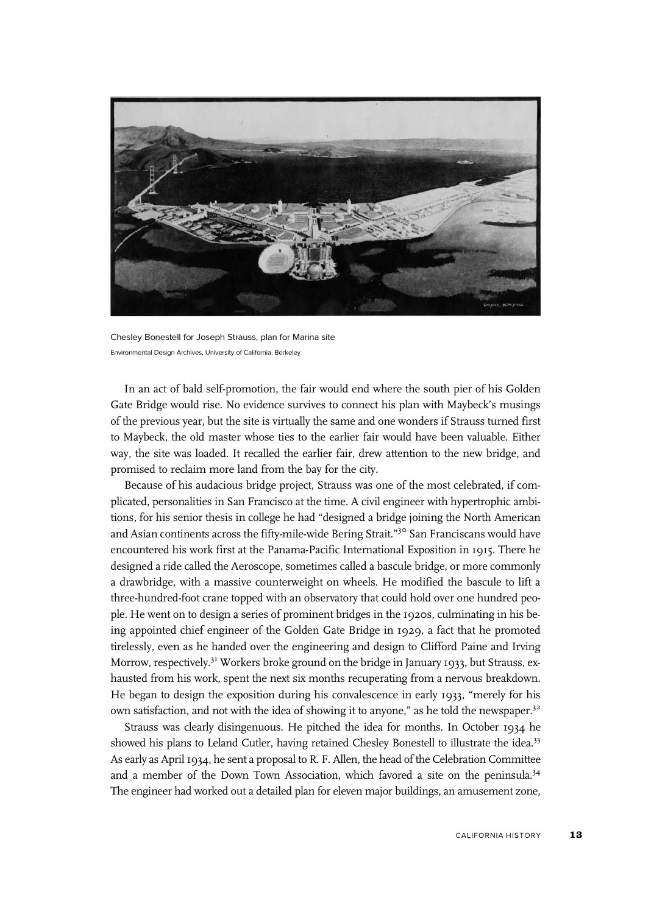Chesley Bonestell for Joseph Strauss, plan for Marina site
Environmental Design Archives, University of California, Berkeley

In an act of bald self-promotion, the fair would end where the south pier of his Golden Gate Bridge would rise. No evidence survives to connect his plan with Maybeck's musings of the previous year, but the site is virtually the same and one wonders if Strauss turned first to Maybeck, the old master whose ties to the earlier fair would have been valuable. Either way, the site was loaded. It recalled the earlier fair, drew attention to the new bridge, and promised to reclaim more land from the bay for the city.

Because of his audacious bridge project, Strauss was one of the most celebrated, if complicated, personalities in San Francisco at the time. A civil engineer with hypertrophic ambitions, for his senior thesis in college he had "designed a bridge joining the North American and Asian continents across the fifty-mile-wide Bering Strait."[30] San Franciscans would have encountered his work first at the Panama-Pacific International Exposition in 1915. There he designed a ride called the Aeroscope, sometimes called a bascule bridge, or more commonly a drawbridge, with a massive counterweight on wheels. He modified the bascule to lift a three-hundred-foot crane topped with an observatory that could hold over one hundred people. He went on to design a series of prominent bridges in the 1920s, culminating in his being appointed chief engineer of the Golden Gate Bridge in 1929, a fact that he promoted tirelessly, even as he handed over the engineering and design to Clifford Paine and Irving Morrow, respectively.[31] Workers broke ground on the bridge in January 1933, but Strauss, exhausted from his work, spent the next six months recuperating from a nervous breakdown. He began to design the exposition during his convalescence in early 1933, "merely for his own satisfaction, and not with the idea of showing it to anyone," as he told the newspaper.[32]

Strauss was clearly disingenuous. He pitched the idea for months. In October 1934 he showed his plans to Leland Cutler, having retained Chesley Bonestell to illustrate the idea.[33] As early as April 1934, he sent a proposal to R. F. Allen, the head of the Celebration Committee and a member of the Down Town Association, which favored a site on the peninsula.[34] The engineer had worked out a detailed plan for eleven major buildings, an amusement zone,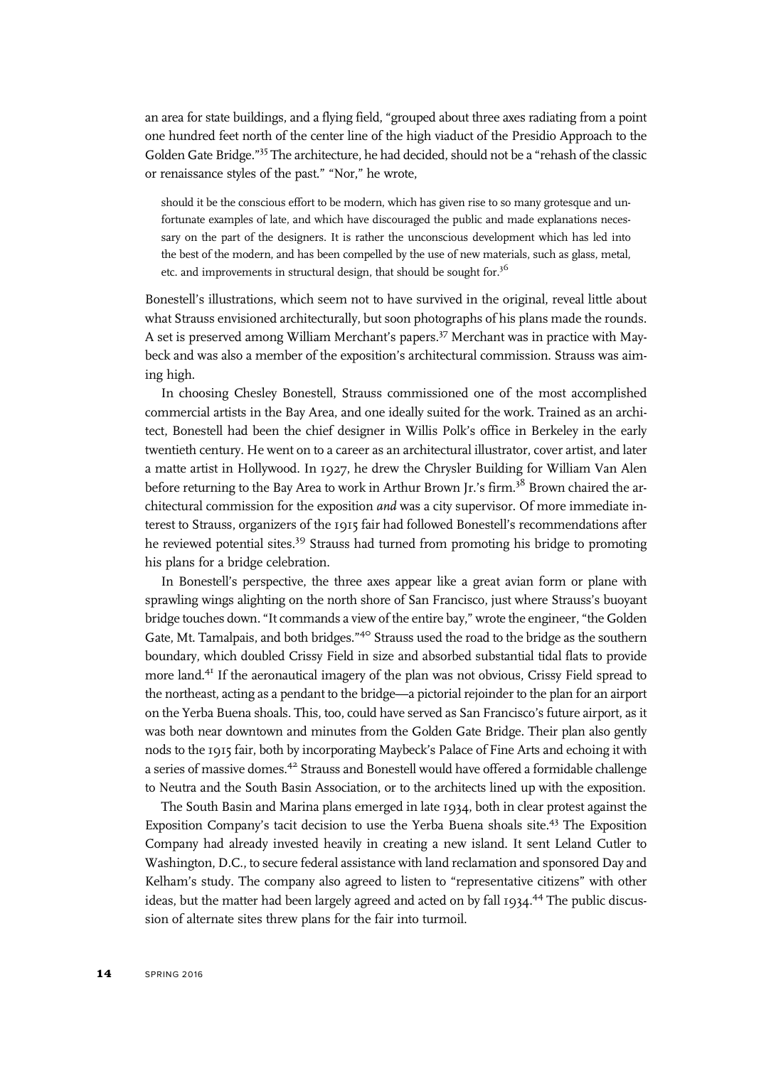an area for state buildings, and a flying field, "grouped about three axes radiating from a point one hundred feet north of the center line of the high viaduct of the Presidio Approach to the Golden Gate Bridge."[35] The architecture, he had decided, should not be a "rehash of the classic or renaissance styles of the past." "Nor," he wrote,

> should it be the conscious effort to be modern, which has given rise to so many grotesque and unfortunate examples of late, and which have discouraged the public and made explanations necessary on the part of the designers. It is rather the unconscious development which has led into the best of the modern, and has been compelled by the use of new materials, such as glass, metal, etc. and improvements in structural design, that should be sought for.[36]

Bonestell's illustrations, which seem not to have survived in the original, reveal little about what Strauss envisioned architecturally, but soon photographs of his plans made the rounds. A set is preserved among William Merchant's papers.[37] Merchant was in practice with Maybeck and was also a member of the exposition's architectural commission. Strauss was aiming high.

In choosing Chesley Bonestell, Strauss commissioned one of the most accomplished commercial artists in the Bay Area, and one ideally suited for the work. Trained as an architect, Bonestell had been the chief designer in Willis Polk's office in Berkeley in the early twentieth century. He went on to a career as an architectural illustrator, cover artist, and later a matte artist in Hollywood. In 1927, he drew the Chrysler Building for William Van Alen before returning to the Bay Area to work in Arthur Brown Jr.'s firm.[38] Brown chaired the architectural commission for the exposition *and* was a city supervisor. Of more immediate interest to Strauss, organizers of the 1915 fair had followed Bonestell's recommendations after he reviewed potential sites.[39] Strauss had turned from promoting his bridge to promoting his plans for a bridge celebration.

In Bonestell's perspective, the three axes appear like a great avian form or plane with sprawling wings alighting on the north shore of San Francisco, just where Strauss's buoyant bridge touches down. "It commands a view of the entire bay," wrote the engineer, "the Golden Gate, Mt. Tamalpais, and both bridges."[40] Strauss used the road to the bridge as the southern boundary, which doubled Crissy Field in size and absorbed substantial tidal flats to provide more land.[41] If the aeronautical imagery of the plan was not obvious, Crissy Field spread to the northeast, acting as a pendant to the bridge—a pictorial rejoinder to the plan for an airport on the Yerba Buena shoals. This, too, could have served as San Francisco's future airport, as it was both near downtown and minutes from the Golden Gate Bridge. Their plan also gently nods to the 1915 fair, both by incorporating Maybeck's Palace of Fine Arts and echoing it with a series of massive domes.[42] Strauss and Bonestell would have offered a formidable challenge to Neutra and the South Basin Association, or to the architects lined up with the exposition.

The South Basin and Marina plans emerged in late 1934, both in clear protest against the Exposition Company's tacit decision to use the Yerba Buena shoals site.[43] The Exposition Company had already invested heavily in creating a new island. It sent Leland Cutler to Washington, D.C., to secure federal assistance with land reclamation and sponsored Day and Kelham's study. The company also agreed to listen to "representative citizens" with other ideas, but the matter had been largely agreed and acted on by fall 1934.[44] The public discussion of alternate sites threw plans for the fair into turmoil.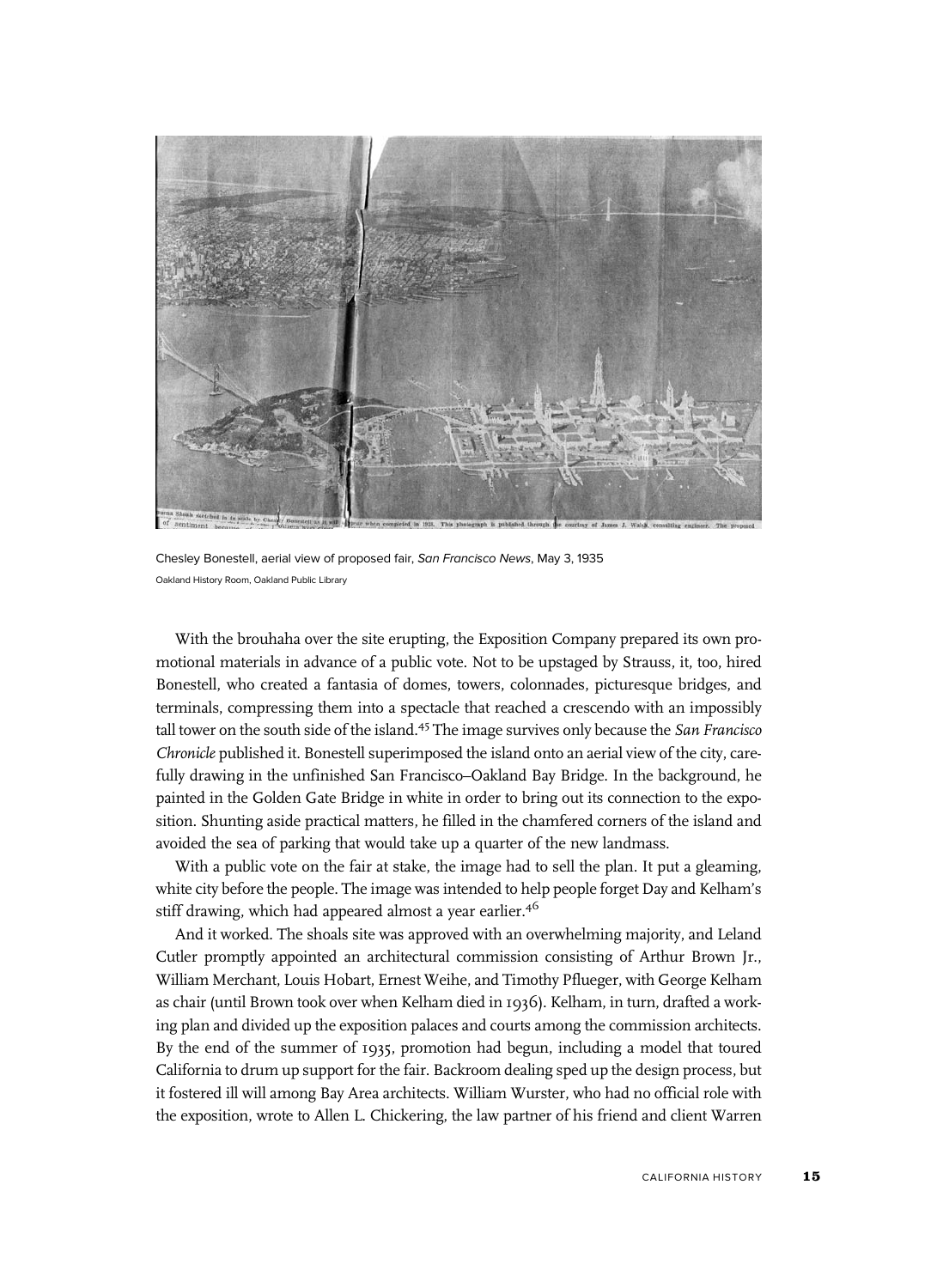Chesley Bonestell, aerial view of proposed fair, *San Francisco News*, May 3, 1935

Oakland History Room, Oakland Public Library

With the brouhaha over the site erupting, the Exposition Company prepared its own promotional materials in advance of a public vote. Not to be upstaged by Strauss, it, too, hired Bonestell, who created a fantasia of domes, towers, colonnades, picturesque bridges, and terminals, compressing them into a spectacle that reached a crescendo with an impossibly tall tower on the south side of the island.[45] The image survives only because the *San Francisco Chronicle* published it. Bonestell superimposed the island onto an aerial view of the city, carefully drawing in the unfinished San Francisco–Oakland Bay Bridge. In the background, he painted in the Golden Gate Bridge in white in order to bring out its connection to the exposition. Shunting aside practical matters, he filled in the chamfered corners of the island and avoided the sea of parking that would take up a quarter of the new landmass.

With a public vote on the fair at stake, the image had to sell the plan. It put a gleaming, white city before the people. The image was intended to help people forget Day and Kelham's stiff drawing, which had appeared almost a year earlier.[46]

And it worked. The shoals site was approved with an overwhelming majority, and Leland Cutler promptly appointed an architectural commission consisting of Arthur Brown Jr., William Merchant, Louis Hobart, Ernest Weihe, and Timothy Pflueger, with George Kelham as chair (until Brown took over when Kelham died in 1936). Kelham, in turn, drafted a working plan and divided up the exposition palaces and courts among the commission architects. By the end of the summer of 1935, promotion had begun, including a model that toured California to drum up support for the fair. Backroom dealing sped up the design process, but it fostered ill will among Bay Area architects. William Wurster, who had no official role with the exposition, wrote to Allen L. Chickering, the law partner of his friend and client Warren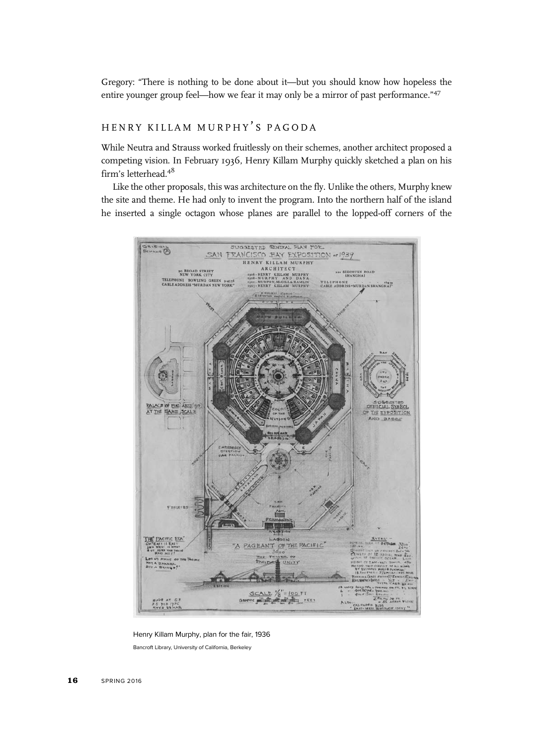Gregory: "There is nothing to be done about it—but you should know how hopeless the entire younger group feel—how we fear it may only be a mirror of past performance."[47]

## HENRY KILLAM MURPHY'S PAGODA

While Neutra and Strauss worked fruitlessly on their schemes, another architect proposed a competing vision. In February 1936, Henry Killam Murphy quickly sketched a plan on his firm's letterhead.[48]

Like the other proposals, this was architecture on the fly. Unlike the others, Murphy knew the site and theme. He had only to invent the program. Into the northern half of the island he inserted a single octagon whose planes are parallel to the lopped-off corners of the

Henry Killam Murphy, plan for the fair, 1936

Bancroft Library, University of California, Berkeley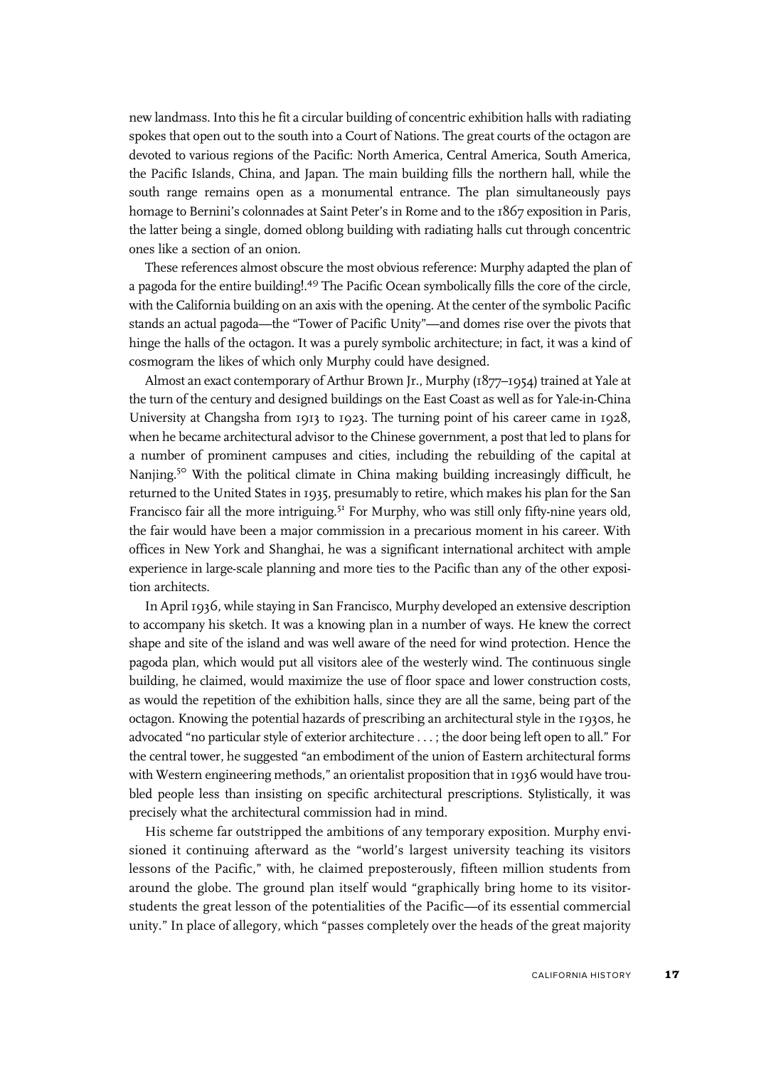new landmass. Into this he fit a circular building of concentric exhibition halls with radiating spokes that open out to the south into a Court of Nations. The great courts of the octagon are devoted to various regions of the Pacific: North America, Central America, South America, the Pacific Islands, China, and Japan. The main building fills the northern hall, while the south range remains open as a monumental entrance. The plan simultaneously pays homage to Bernini's colonnades at Saint Peter's in Rome and to the 1867 exposition in Paris, the latter being a single, domed oblong building with radiating halls cut through concentric ones like a section of an onion.

These references almost obscure the most obvious reference: Murphy adapted the plan of a pagoda for the entire building!.[49] The Pacific Ocean symbolically fills the core of the circle, with the California building on an axis with the opening. At the center of the symbolic Pacific stands an actual pagoda—the "Tower of Pacific Unity"—and domes rise over the pivots that hinge the halls of the octagon. It was a purely symbolic architecture; in fact, it was a kind of cosmogram the likes of which only Murphy could have designed.

Almost an exact contemporary of Arthur Brown Jr., Murphy (1877–1954) trained at Yale at the turn of the century and designed buildings on the East Coast as well as for Yale-in-China University at Changsha from 1913 to 1923. The turning point of his career came in 1928, when he became architectural advisor to the Chinese government, a post that led to plans for a number of prominent campuses and cities, including the rebuilding of the capital at Nanjing.[50] With the political climate in China making building increasingly difficult, he returned to the United States in 1935, presumably to retire, which makes his plan for the San Francisco fair all the more intriguing.[51] For Murphy, who was still only fifty-nine years old, the fair would have been a major commission in a precarious moment in his career. With offices in New York and Shanghai, he was a significant international architect with ample experience in large-scale planning and more ties to the Pacific than any of the other exposition architects.

In April 1936, while staying in San Francisco, Murphy developed an extensive description to accompany his sketch. It was a knowing plan in a number of ways. He knew the correct shape and site of the island and was well aware of the need for wind protection. Hence the pagoda plan, which would put all visitors alee of the westerly wind. The continuous single building, he claimed, would maximize the use of floor space and lower construction costs, as would the repetition of the exhibition halls, since they are all the same, being part of the octagon. Knowing the potential hazards of prescribing an architectural style in the 1930s, he advocated "no particular style of exterior architecture . . . ; the door being left open to all." For the central tower, he suggested "an embodiment of the union of Eastern architectural forms with Western engineering methods," an orientalist proposition that in 1936 would have troubled people less than insisting on specific architectural prescriptions. Stylistically, it was precisely what the architectural commission had in mind.

His scheme far outstripped the ambitions of any temporary exposition. Murphy envisioned it continuing afterward as the "world's largest university teaching its visitors lessons of the Pacific," with, he claimed preposterously, fifteen million students from around the globe. The ground plan itself would "graphically bring home to its visitor-students the great lesson of the potentialities of the Pacific—of its essential commercial unity." In place of allegory, which "passes completely over the heads of the great majority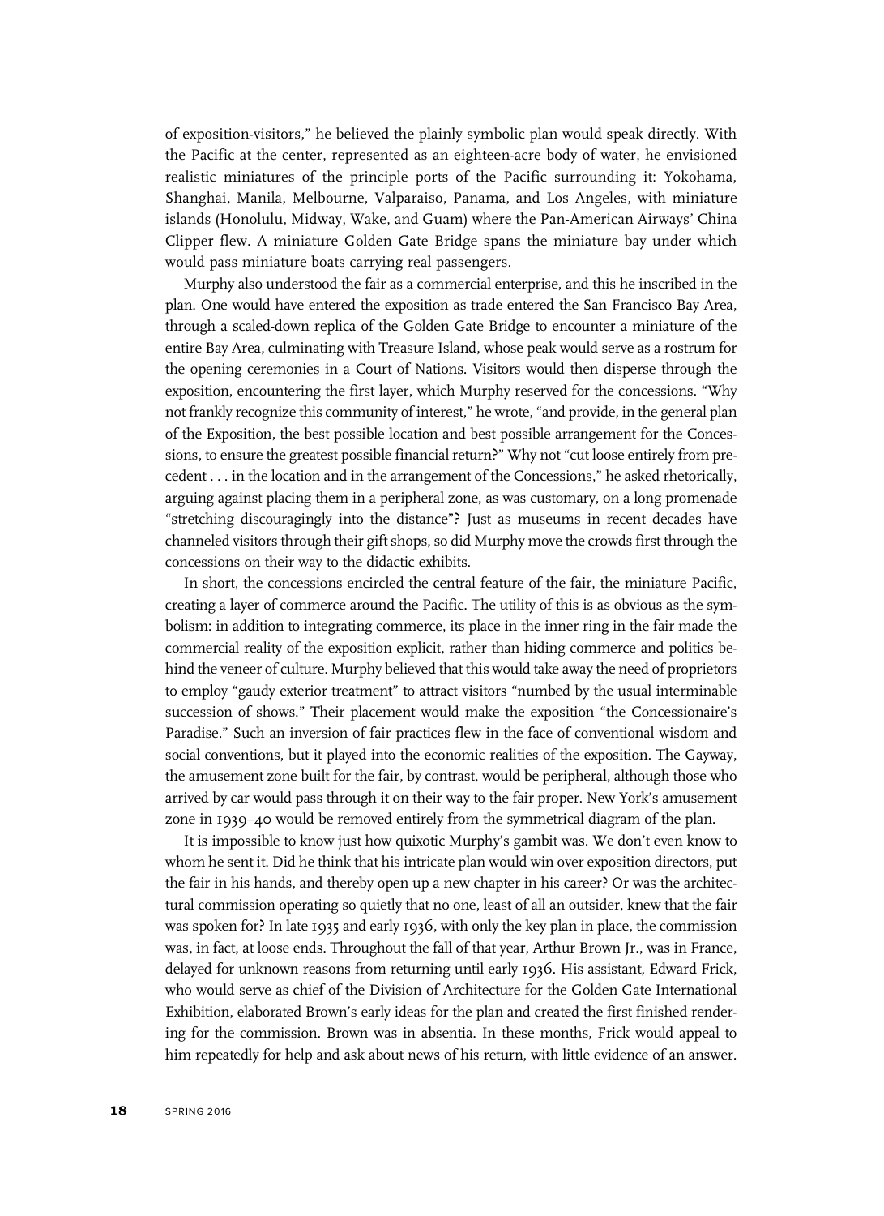of exposition-visitors," he believed the plainly symbolic plan would speak directly. With the Pacific at the center, represented as an eighteen-acre body of water, he envisioned realistic miniatures of the principle ports of the Pacific surrounding it: Yokohama, Shanghai, Manila, Melbourne, Valparaiso, Panama, and Los Angeles, with miniature islands (Honolulu, Midway, Wake, and Guam) where the Pan-American Airways' China Clipper flew. A miniature Golden Gate Bridge spans the miniature bay under which would pass miniature boats carrying real passengers.

Murphy also understood the fair as a commercial enterprise, and this he inscribed in the plan. One would have entered the exposition as trade entered the San Francisco Bay Area, through a scaled-down replica of the Golden Gate Bridge to encounter a miniature of the entire Bay Area, culminating with Treasure Island, whose peak would serve as a rostrum for the opening ceremonies in a Court of Nations. Visitors would then disperse through the exposition, encountering the first layer, which Murphy reserved for the concessions. "Why not frankly recognize this community of interest," he wrote, "and provide, in the general plan of the Exposition, the best possible location and best possible arrangement for the Concessions, to ensure the greatest possible financial return?" Why not "cut loose entirely from precedent . . . in the location and in the arrangement of the Concessions," he asked rhetorically, arguing against placing them in a peripheral zone, as was customary, on a long promenade "stretching discouragingly into the distance"? Just as museums in recent decades have channeled visitors through their gift shops, so did Murphy move the crowds first through the concessions on their way to the didactic exhibits.

In short, the concessions encircled the central feature of the fair, the miniature Pacific, creating a layer of commerce around the Pacific. The utility of this is as obvious as the symbolism: in addition to integrating commerce, its place in the inner ring in the fair made the commercial reality of the exposition explicit, rather than hiding commerce and politics behind the veneer of culture. Murphy believed that this would take away the need of proprietors to employ "gaudy exterior treatment" to attract visitors "numbed by the usual interminable succession of shows." Their placement would make the exposition "the Concessionaire's Paradise." Such an inversion of fair practices flew in the face of conventional wisdom and social conventions, but it played into the economic realities of the exposition. The Gayway, the amusement zone built for the fair, by contrast, would be peripheral, although those who arrived by car would pass through it on their way to the fair proper. New York's amusement zone in 1939–40 would be removed entirely from the symmetrical diagram of the plan.

It is impossible to know just how quixotic Murphy's gambit was. We don't even know to whom he sent it. Did he think that his intricate plan would win over exposition directors, put the fair in his hands, and thereby open up a new chapter in his career? Or was the architectural commission operating so quietly that no one, least of all an outsider, knew that the fair was spoken for? In late 1935 and early 1936, with only the key plan in place, the commission was, in fact, at loose ends. Throughout the fall of that year, Arthur Brown Jr., was in France, delayed for unknown reasons from returning until early 1936. His assistant, Edward Frick, who would serve as chief of the Division of Architecture for the Golden Gate International Exhibition, elaborated Brown's early ideas for the plan and created the first finished rendering for the commission. Brown was in absentia. In these months, Frick would appeal to him repeatedly for help and ask about news of his return, with little evidence of an answer.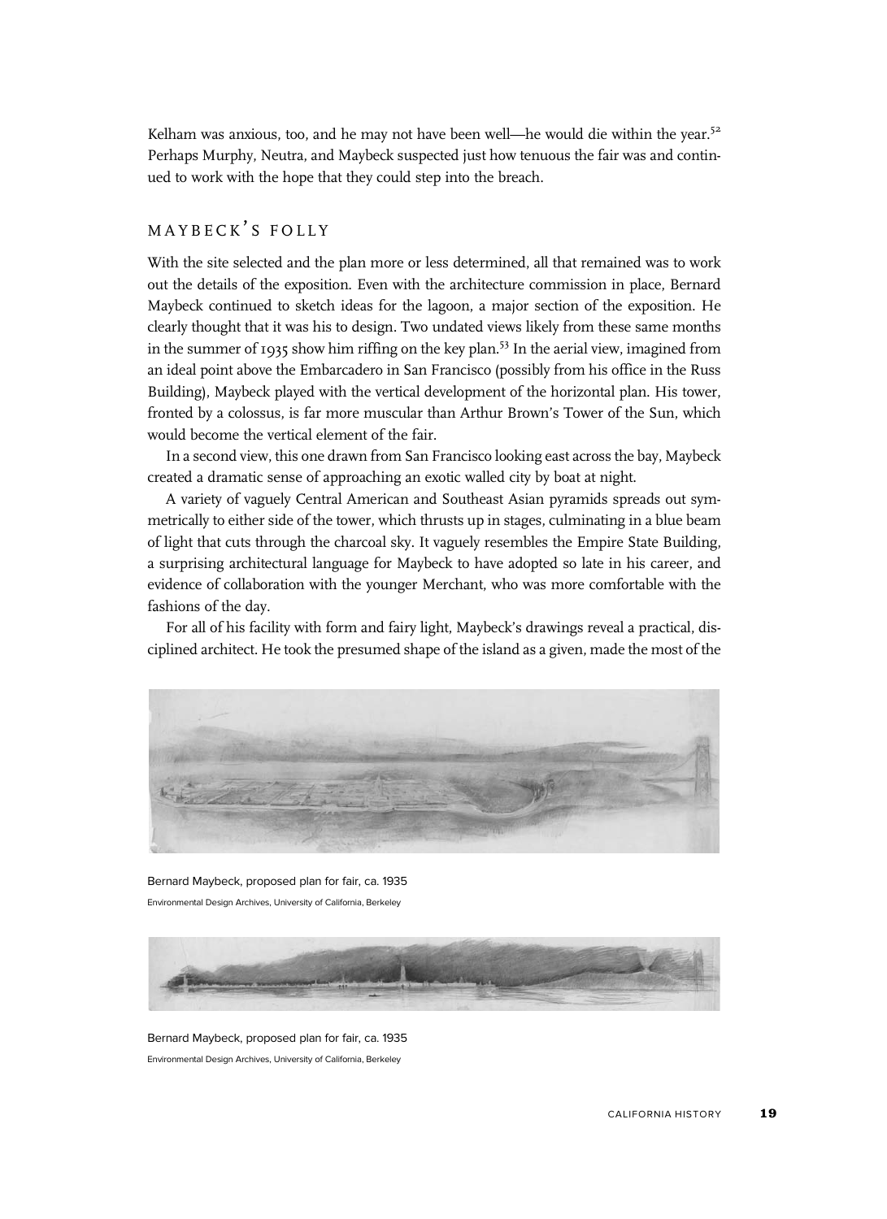Kelham was anxious, too, and he may not have been well—he would die within the year.[52] Perhaps Murphy, Neutra, and Maybeck suspected just how tenuous the fair was and continued to work with the hope that they could step into the breach.

## MAYBECK'S FOLLY

With the site selected and the plan more or less determined, all that remained was to work out the details of the exposition. Even with the architecture commission in place, Bernard Maybeck continued to sketch ideas for the lagoon, a major section of the exposition. He clearly thought that it was his to design. Two undated views likely from these same months in the summer of 1935 show him riffing on the key plan.[53] In the aerial view, imagined from an ideal point above the Embarcadero in San Francisco (possibly from his office in the Russ Building), Maybeck played with the vertical development of the horizontal plan. His tower, fronted by a colossus, is far more muscular than Arthur Brown's Tower of the Sun, which would become the vertical element of the fair.

In a second view, this one drawn from San Francisco looking east across the bay, Maybeck created a dramatic sense of approaching an exotic walled city by boat at night.

A variety of vaguely Central American and Southeast Asian pyramids spreads out symmetrically to either side of the tower, which thrusts up in stages, culminating in a blue beam of light that cuts through the charcoal sky. It vaguely resembles the Empire State Building, a surprising architectural language for Maybeck to have adopted so late in his career, and evidence of collaboration with the younger Merchant, who was more comfortable with the fashions of the day.

For all of his facility with form and fairy light, Maybeck's drawings reveal a practical, disciplined architect. He took the presumed shape of the island as a given, made the most of the

Bernard Maybeck, proposed plan for fair, ca. 1935
Environmental Design Archives, University of California, Berkeley

Bernard Maybeck, proposed plan for fair, ca. 1935
Environmental Design Archives, University of California, Berkeley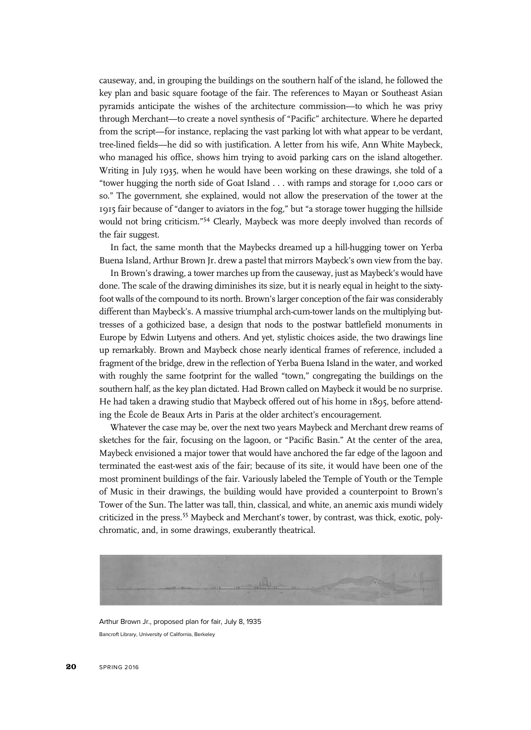causeway, and, in grouping the buildings on the southern half of the island, he followed the key plan and basic square footage of the fair. The references to Mayan or Southeast Asian pyramids anticipate the wishes of the architecture commission—to which he was privy through Merchant—to create a novel synthesis of "Pacific" architecture. Where he departed from the script—for instance, replacing the vast parking lot with what appear to be verdant, tree-lined fields—he did so with justification. A letter from his wife, Ann White Maybeck, who managed his office, shows him trying to avoid parking cars on the island altogether. Writing in July 1935, when he would have been working on these drawings, she told of a "tower hugging the north side of Goat Island . . . with ramps and storage for 1,000 cars or so." The government, she explained, would not allow the preservation of the tower at the 1915 fair because of "danger to aviators in the fog," but "a storage tower hugging the hillside would not bring criticism."[54] Clearly, Maybeck was more deeply involved than records of the fair suggest.

In fact, the same month that the Maybecks dreamed up a hill-hugging tower on Yerba Buena Island, Arthur Brown Jr. drew a pastel that mirrors Maybeck's own view from the bay.

In Brown's drawing, a tower marches up from the causeway, just as Maybeck's would have done. The scale of the drawing diminishes its size, but it is nearly equal in height to the sixty-foot walls of the compound to its north. Brown's larger conception of the fair was considerably different than Maybeck's. A massive triumphal arch-cum-tower lands on the multiplying buttresses of a gothicized base, a design that nods to the postwar battlefield monuments in Europe by Edwin Lutyens and others. And yet, stylistic choices aside, the two drawings line up remarkably. Brown and Maybeck chose nearly identical frames of reference, included a fragment of the bridge, drew in the reflection of Yerba Buena Island in the water, and worked with roughly the same footprint for the walled "town," congregating the buildings on the southern half, as the key plan dictated. Had Brown called on Maybeck it would be no surprise. He had taken a drawing studio that Maybeck offered out of his home in 1895, before attending the École de Beaux Arts in Paris at the older architect's encouragement.

Whatever the case may be, over the next two years Maybeck and Merchant drew reams of sketches for the fair, focusing on the lagoon, or "Pacific Basin." At the center of the area, Maybeck envisioned a major tower that would have anchored the far edge of the lagoon and terminated the east-west axis of the fair; because of its site, it would have been one of the most prominent buildings of the fair. Variously labeled the Temple of Youth or the Temple of Music in their drawings, the building would have provided a counterpoint to Brown's Tower of the Sun. The latter was tall, thin, classical, and white, an anemic axis mundi widely criticized in the press.[55] Maybeck and Merchant's tower, by contrast, was thick, exotic, polychromatic, and, in some drawings, exuberantly theatrical.

Arthur Brown Jr., proposed plan for fair, July 8, 1935

Bancroft Library, University of California, Berkeley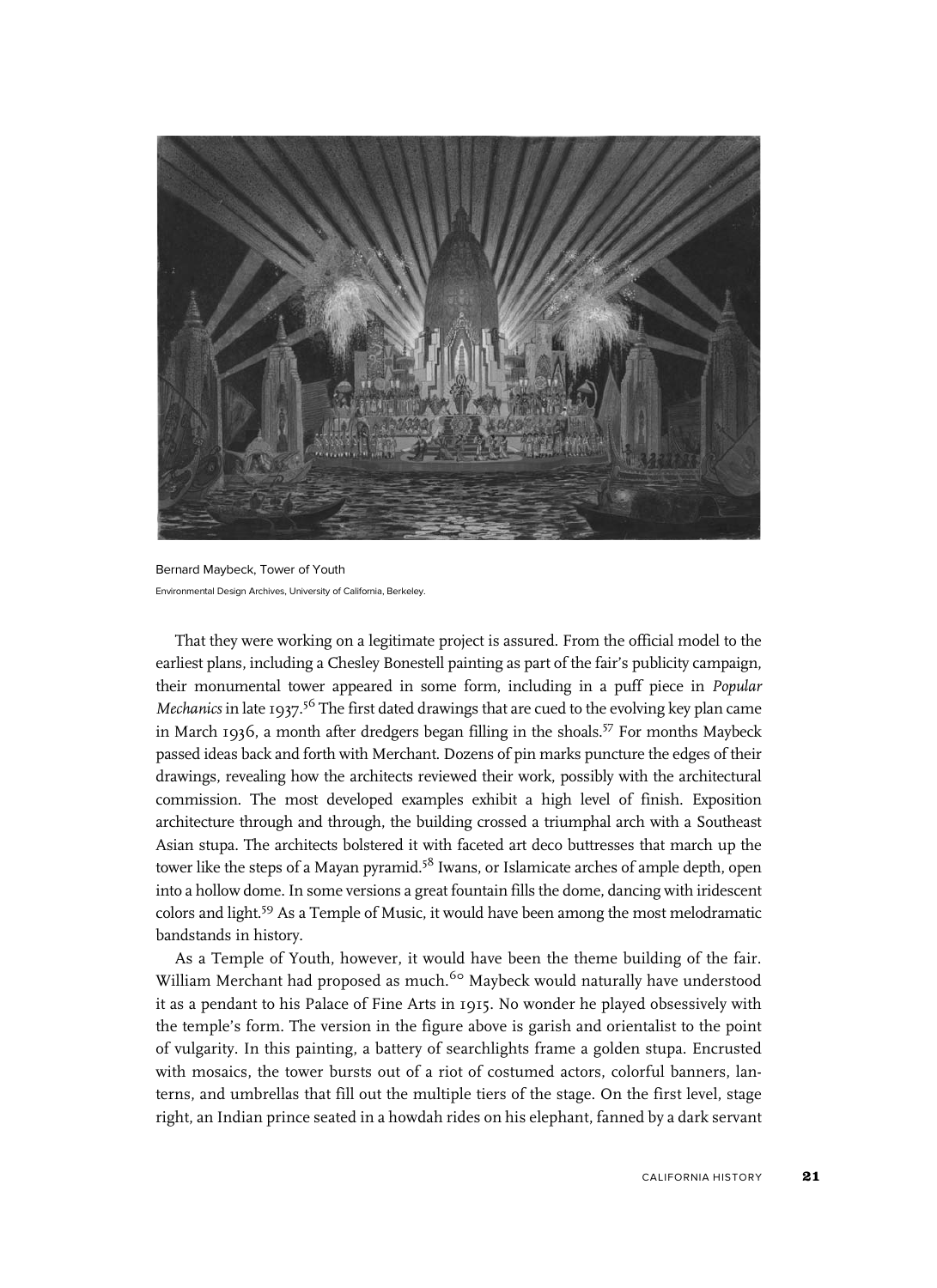Bernard Maybeck, Tower of Youth
Environmental Design Archives, University of California, Berkeley.

That they were working on a legitimate project is assured. From the official model to the earliest plans, including a Chesley Bonestell painting as part of the fair's publicity campaign, their monumental tower appeared in some form, including in a puff piece in *Popular Mechanics* in late 1937.[56] The first dated drawings that are cued to the evolving key plan came in March 1936, a month after dredgers began filling in the shoals.[57] For months Maybeck passed ideas back and forth with Merchant. Dozens of pin marks puncture the edges of their drawings, revealing how the architects reviewed their work, possibly with the architectural commission. The most developed examples exhibit a high level of finish. Exposition architecture through and through, the building crossed a triumphal arch with a Southeast Asian stupa. The architects bolstered it with faceted art deco buttresses that march up the tower like the steps of a Mayan pyramid.[58] Iwans, or Islamicate arches of ample depth, open into a hollow dome. In some versions a great fountain fills the dome, dancing with iridescent colors and light.[59] As a Temple of Music, it would have been among the most melodramatic bandstands in history.

As a Temple of Youth, however, it would have been the theme building of the fair. William Merchant had proposed as much.[60] Maybeck would naturally have understood it as a pendant to his Palace of Fine Arts in 1915. No wonder he played obsessively with the temple's form. The version in the figure above is garish and orientalist to the point of vulgarity. In this painting, a battery of searchlights frame a golden stupa. Encrusted with mosaics, the tower bursts out of a riot of costumed actors, colorful banners, lanterns, and umbrellas that fill out the multiple tiers of the stage. On the first level, stage right, an Indian prince seated in a howdah rides on his elephant, fanned by a dark servant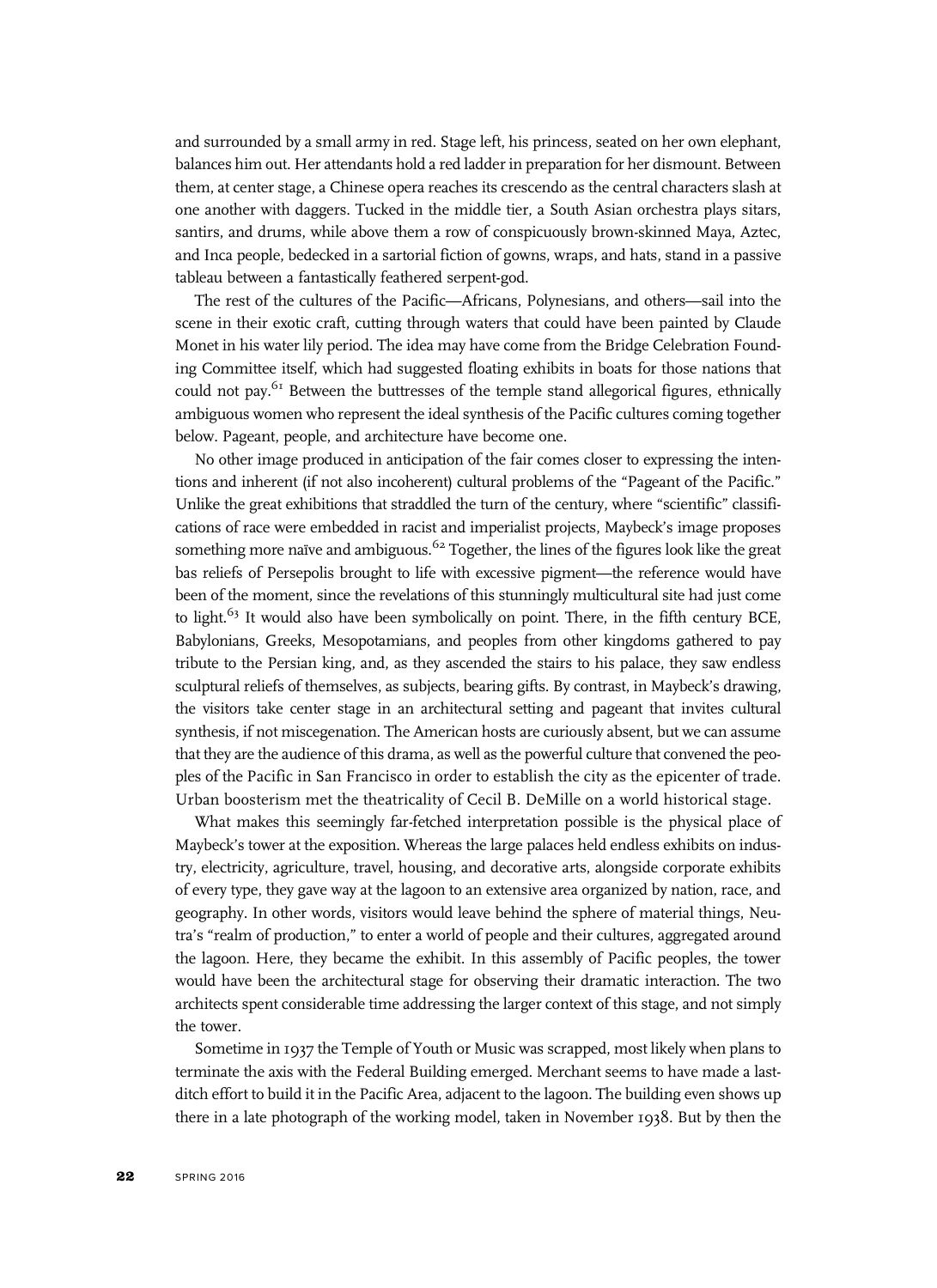and surrounded by a small army in red. Stage left, his princess, seated on her own elephant, balances him out. Her attendants hold a red ladder in preparation for her dismount. Between them, at center stage, a Chinese opera reaches its crescendo as the central characters slash at one another with daggers. Tucked in the middle tier, a South Asian orchestra plays sitars, santirs, and drums, while above them a row of conspicuously brown-skinned Maya, Aztec, and Inca people, bedecked in a sartorial fiction of gowns, wraps, and hats, stand in a passive tableau between a fantastically feathered serpent-god.

The rest of the cultures of the Pacific—Africans, Polynesians, and others—sail into the scene in their exotic craft, cutting through waters that could have been painted by Claude Monet in his water lily period. The idea may have come from the Bridge Celebration Founding Committee itself, which had suggested floating exhibits in boats for those nations that could not pay.[61] Between the buttresses of the temple stand allegorical figures, ethnically ambiguous women who represent the ideal synthesis of the Pacific cultures coming together below. Pageant, people, and architecture have become one.

No other image produced in anticipation of the fair comes closer to expressing the intentions and inherent (if not also incoherent) cultural problems of the "Pageant of the Pacific." Unlike the great exhibitions that straddled the turn of the century, where "scientific" classifications of race were embedded in racist and imperialist projects, Maybeck's image proposes something more naïve and ambiguous.[62] Together, the lines of the figures look like the great bas reliefs of Persepolis brought to life with excessive pigment—the reference would have been of the moment, since the revelations of this stunningly multicultural site had just come to light.[63] It would also have been symbolically on point. There, in the fifth century BCE, Babylonians, Greeks, Mesopotamians, and peoples from other kingdoms gathered to pay tribute to the Persian king, and, as they ascended the stairs to his palace, they saw endless sculptural reliefs of themselves, as subjects, bearing gifts. By contrast, in Maybeck's drawing, the visitors take center stage in an architectural setting and pageant that invites cultural synthesis, if not miscegenation. The American hosts are curiously absent, but we can assume that they are the audience of this drama, as well as the powerful culture that convened the peoples of the Pacific in San Francisco in order to establish the city as the epicenter of trade. Urban boosterism met the theatricality of Cecil B. DeMille on a world historical stage.

What makes this seemingly far-fetched interpretation possible is the physical place of Maybeck's tower at the exposition. Whereas the large palaces held endless exhibits on industry, electricity, agriculture, travel, housing, and decorative arts, alongside corporate exhibits of every type, they gave way at the lagoon to an extensive area organized by nation, race, and geography. In other words, visitors would leave behind the sphere of material things, Neutra's "realm of production," to enter a world of people and their cultures, aggregated around the lagoon. Here, they became the exhibit. In this assembly of Pacific peoples, the tower would have been the architectural stage for observing their dramatic interaction. The two architects spent considerable time addressing the larger context of this stage, and not simply the tower.

Sometime in 1937 the Temple of Youth or Music was scrapped, most likely when plans to terminate the axis with the Federal Building emerged. Merchant seems to have made a last-ditch effort to build it in the Pacific Area, adjacent to the lagoon. The building even shows up there in a late photograph of the working model, taken in November 1938. But by then the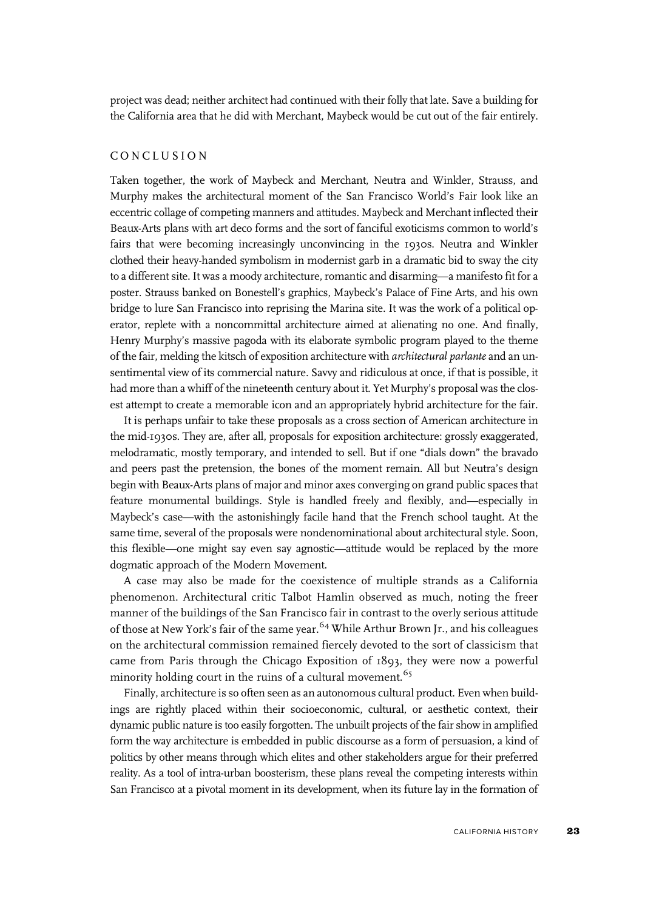project was dead; neither architect had continued with their folly that late. Save a building for the California area that he did with Merchant, Maybeck would be cut out of the fair entirely.

## CONCLUSION

Taken together, the work of Maybeck and Merchant, Neutra and Winkler, Strauss, and Murphy makes the architectural moment of the San Francisco World's Fair look like an eccentric collage of competing manners and attitudes. Maybeck and Merchant inflected their Beaux-Arts plans with art deco forms and the sort of fanciful exoticisms common to world's fairs that were becoming increasingly unconvincing in the 1930s. Neutra and Winkler clothed their heavy-handed symbolism in modernist garb in a dramatic bid to sway the city to a different site. It was a moody architecture, romantic and disarming—a manifesto fit for a poster. Strauss banked on Bonestell's graphics, Maybeck's Palace of Fine Arts, and his own bridge to lure San Francisco into reprising the Marina site. It was the work of a political operator, replete with a noncommittal architecture aimed at alienating no one. And finally, Henry Murphy's massive pagoda with its elaborate symbolic program played to the theme of the fair, melding the kitsch of exposition architecture with *architectural parlante* and an unsentimental view of its commercial nature. Savvy and ridiculous at once, if that is possible, it had more than a whiff of the nineteenth century about it. Yet Murphy's proposal was the closest attempt to create a memorable icon and an appropriately hybrid architecture for the fair.

It is perhaps unfair to take these proposals as a cross section of American architecture in the mid-1930s. They are, after all, proposals for exposition architecture: grossly exaggerated, melodramatic, mostly temporary, and intended to sell. But if one "dials down" the bravado and peers past the pretension, the bones of the moment remain. All but Neutra's design begin with Beaux-Arts plans of major and minor axes converging on grand public spaces that feature monumental buildings. Style is handled freely and flexibly, and—especially in Maybeck's case—with the astonishingly facile hand that the French school taught. At the same time, several of the proposals were nondenominational about architectural style. Soon, this flexible—one might say even say agnostic—attitude would be replaced by the more dogmatic approach of the Modern Movement.

A case may also be made for the coexistence of multiple strands as a California phenomenon. Architectural critic Talbot Hamlin observed as much, noting the freer manner of the buildings of the San Francisco fair in contrast to the overly serious attitude of those at New York's fair of the same year.[64] While Arthur Brown Jr., and his colleagues on the architectural commission remained fiercely devoted to the sort of classicism that came from Paris through the Chicago Exposition of 1893, they were now a powerful minority holding court in the ruins of a cultural movement.[65]

Finally, architecture is so often seen as an autonomous cultural product. Even when buildings are rightly placed within their socioeconomic, cultural, or aesthetic context, their dynamic public nature is too easily forgotten. The unbuilt projects of the fair show in amplified form the way architecture is embedded in public discourse as a form of persuasion, a kind of politics by other means through which elites and other stakeholders argue for their preferred reality. As a tool of intra-urban boosterism, these plans reveal the competing interests within San Francisco at a pivotal moment in its development, when its future lay in the formation of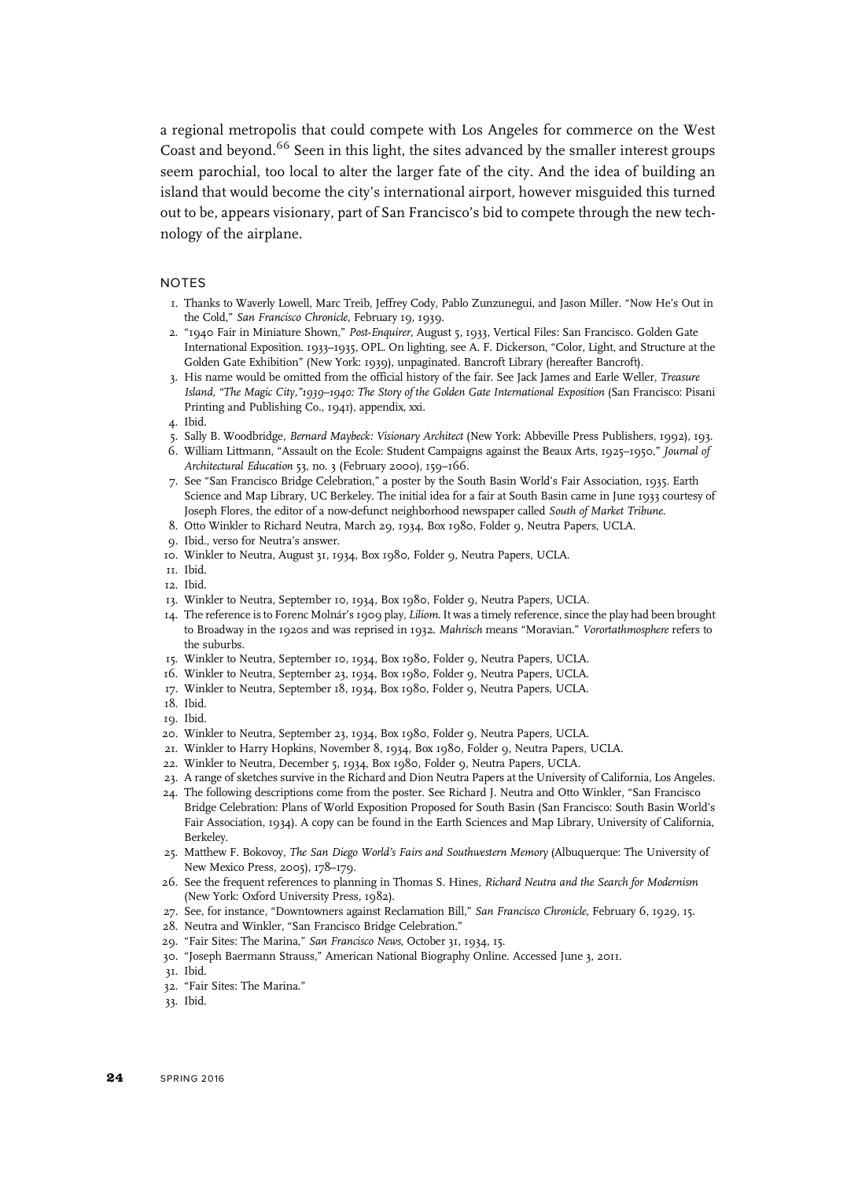a regional metropolis that could compete with Los Angeles for commerce on the West Coast and beyond.[66] Seen in this light, the sites advanced by the smaller interest groups seem parochial, too local to alter the larger fate of the city. And the idea of building an island that would become the city's international airport, however misguided this turned out to be, appears visionary, part of San Francisco's bid to compete through the new technology of the airplane.

## NOTES

1. Thanks to Waverly Lowell, Marc Treib, Jeffrey Cody, Pablo Zunzunegui, and Jason Miller. "Now He's Out in the Cold," *San Francisco Chronicle*, February 19, 1939.
2. "1940 Fair in Miniature Shown," *Post-Enquirer*, August 5, 1933, Vertical Files: San Francisco. Golden Gate International Exposition. 1933–1935, OPL. On lighting, see A. F. Dickerson, "Color, Light, and Structure at the Golden Gate Exhibition" (New York: 1939), unpaginated. Bancroft Library (hereafter Bancroft).
3. His name would be omitted from the official history of the fair. See Jack James and Earle Weller, *Treasure Island, "The Magic City,"1939–1940: The Story of the Golden Gate International Exposition* (San Francisco: Pisani Printing and Publishing Co., 1941), appendix, xxi.
4. Ibid.
5. Sally B. Woodbridge, *Bernard Maybeck: Visionary Architect* (New York: Abbeville Press Publishers, 1992), 193.
6. William Littmann, "Assault on the Ecole: Student Campaigns against the Beaux Arts, 1925–1950," *Journal of Architectural Education* 53, no. 3 (February 2000), 159–166.
7. See "San Francisco Bridge Celebration," a poster by the South Basin World's Fair Association, 1935. Earth Science and Map Library, UC Berkeley. The initial idea for a fair at South Basin came in June 1933 courtesy of Joseph Flores, the editor of a now-defunct neighborhood newspaper called *South of Market Tribune*.
8. Otto Winkler to Richard Neutra, March 29, 1934, Box 1980, Folder 9, Neutra Papers, UCLA.
9. Ibid., verso for Neutra's answer.
10. Winkler to Neutra, August 31, 1934, Box 1980, Folder 9, Neutra Papers, UCLA.
11. Ibid.
12. Ibid.
13. Winkler to Neutra, September 10, 1934, Box 1980, Folder 9, Neutra Papers, UCLA.
14. The reference is to Forenc Molnár's 1909 play, *Liliom*. It was a timely reference, since the play had been brought to Broadway in the 1920s and was reprised in 1932. *Mahrisch* means "Moravian." *Vorortathmosphere* refers to the suburbs.
15. Winkler to Neutra, September 10, 1934, Box 1980, Folder 9, Neutra Papers, UCLA.
16. Winkler to Neutra, September 23, 1934, Box 1980, Folder 9, Neutra Papers, UCLA.
17. Winkler to Neutra, September 18, 1934, Box 1980, Folder 9, Neutra Papers, UCLA.
18. Ibid.
19. Ibid.
20. Winkler to Neutra, September 23, 1934, Box 1980, Folder 9, Neutra Papers, UCLA.
21. Winkler to Harry Hopkins, November 8, 1934, Box 1980, Folder 9, Neutra Papers, UCLA.
22. Winkler to Neutra, December 5, 1934, Box 1980, Folder 9, Neutra Papers, UCLA.
23. A range of sketches survive in the Richard and Dion Neutra Papers at the University of California, Los Angeles.
24. The following descriptions come from the poster. See Richard J. Neutra and Otto Winkler, "San Francisco Bridge Celebration: Plans of World Exposition Proposed for South Basin (San Francisco: South Basin World's Fair Association, 1934). A copy can be found in the Earth Sciences and Map Library, University of California, Berkeley.
25. Matthew F. Bokovoy, *The San Diego World's Fairs and Southwestern Memory* (Albuquerque: The University of New Mexico Press, 2005), 178–179.
26. See the frequent references to planning in Thomas S. Hines, *Richard Neutra and the Search for Modernism* (New York: Oxford University Press, 1982).
27. See, for instance, "Downtowners against Reclamation Bill," *San Francisco Chronicle*, February 6, 1929, 15.
28. Neutra and Winkler, "San Francisco Bridge Celebration."
29. "Fair Sites: The Marina," *San Francisco News*, October 31, 1934, 15.
30. "Joseph Baermann Strauss," American National Biography Online. Accessed June 3, 2011.
31. Ibid.
32. "Fair Sites: The Marina."
33. Ibid.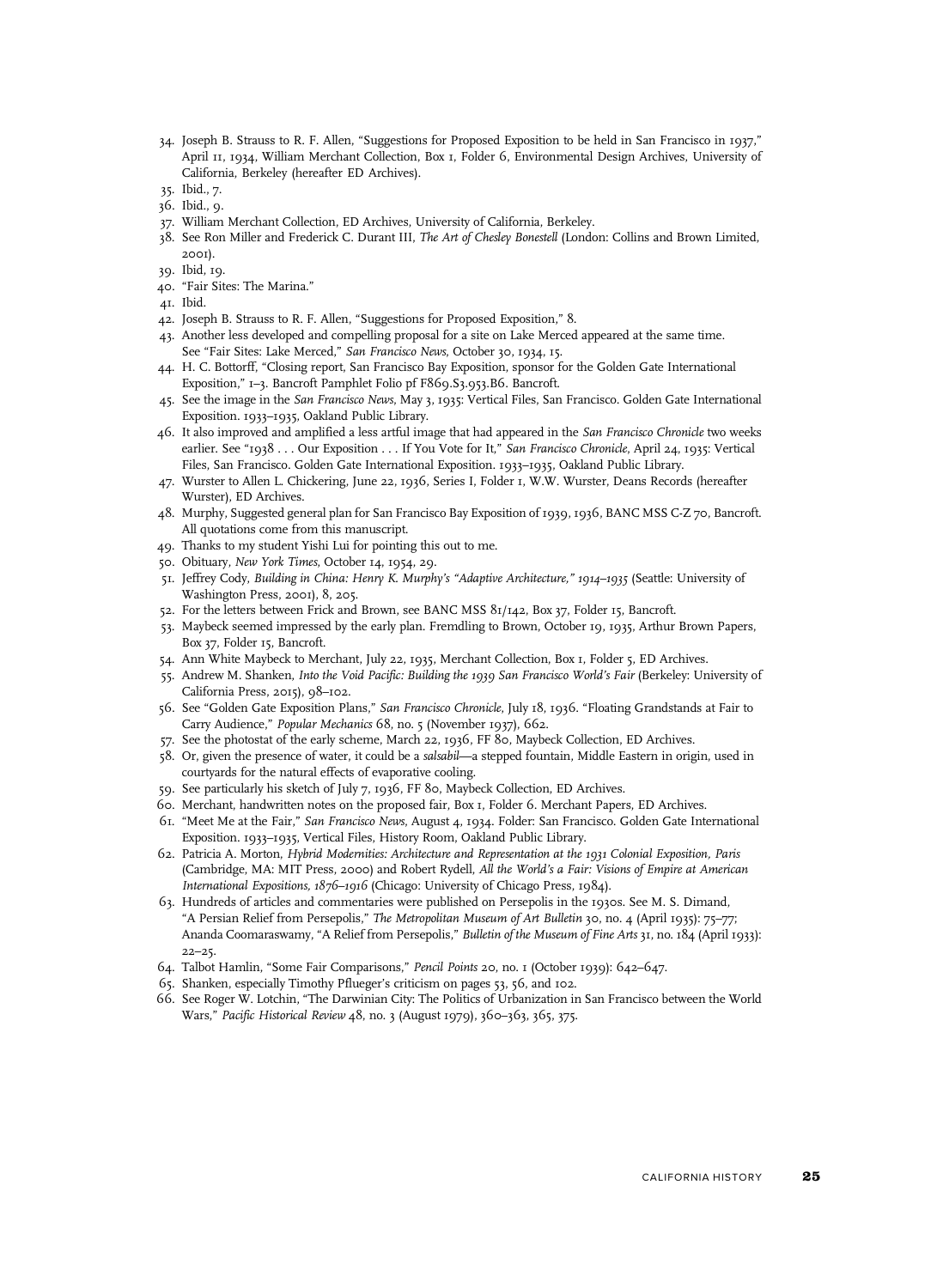34. Joseph B. Strauss to R. F. Allen, "Suggestions for Proposed Exposition to be held in San Francisco in 1937," April 11, 1934, William Merchant Collection, Box 1, Folder 6, Environmental Design Archives, University of California, Berkeley (hereafter ED Archives).
35. Ibid., 7.
36. Ibid., 9.
37. William Merchant Collection, ED Archives, University of California, Berkeley.
38. See Ron Miller and Frederick C. Durant III, *The Art of Chesley Bonestell* (London: Collins and Brown Limited, 2001).
39. Ibid, 19.
40. "Fair Sites: The Marina."
41. Ibid.
42. Joseph B. Strauss to R. F. Allen, "Suggestions for Proposed Exposition," 8.
43. Another less developed and compelling proposal for a site on Lake Merced appeared at the same time. See "Fair Sites: Lake Merced," *San Francisco News*, October 30, 1934, 15.
44. H. C. Bottorff, "Closing report, San Francisco Bay Exposition, sponsor for the Golden Gate International Exposition," 1–3. Bancroft Pamphlet Folio pf F869.S3.953.B6. Bancroft.
45. See the image in the *San Francisco News*, May 3, 1935: Vertical Files, San Francisco. Golden Gate International Exposition. 1933–1935, Oakland Public Library.
46. It also improved and amplified a less artful image that had appeared in the *San Francisco Chronicle* two weeks earlier. See "1938 . . . Our Exposition . . . If You Vote for It," *San Francisco Chronicle*, April 24, 1935: Vertical Files, San Francisco. Golden Gate International Exposition. 1933–1935, Oakland Public Library.
47. Wurster to Allen L. Chickering, June 22, 1936, Series I, Folder 1, W.W. Wurster, Deans Records (hereafter Wurster), ED Archives.
48. Murphy, Suggested general plan for San Francisco Bay Exposition of 1939, 1936, BANC MSS C-Z 70, Bancroft. All quotations come from this manuscript.
49. Thanks to my student Yishi Lui for pointing this out to me.
50. Obituary, *New York Times*, October 14, 1954, 29.
51. Jeffrey Cody, *Building in China: Henry K. Murphy's "Adaptive Architecture," 1914–1935* (Seattle: University of Washington Press, 2001), 8, 205.
52. For the letters between Frick and Brown, see BANC MSS 81/142, Box 37, Folder 15, Bancroft.
53. Maybeck seemed impressed by the early plan. Fremdling to Brown, October 19, 1935, Arthur Brown Papers, Box 37, Folder 15, Bancroft.
54. Ann White Maybeck to Merchant, July 22, 1935, Merchant Collection, Box 1, Folder 5, ED Archives.
55. Andrew M. Shanken, *Into the Void Pacific: Building the 1939 San Francisco World's Fair* (Berkeley: University of California Press, 2015), 98–102.
56. See "Golden Gate Exposition Plans," *San Francisco Chronicle*, July 18, 1936. "Floating Grandstands at Fair to Carry Audience," *Popular Mechanics* 68, no. 5 (November 1937), 662.
57. See the photostat of the early scheme, March 22, 1936, FF 80, Maybeck Collection, ED Archives.
58. Or, given the presence of water, it could be a *salsabil*—a stepped fountain, Middle Eastern in origin, used in courtyards for the natural effects of evaporative cooling.
59. See particularly his sketch of July 7, 1936, FF 80, Maybeck Collection, ED Archives.
60. Merchant, handwritten notes on the proposed fair, Box 1, Folder 6. Merchant Papers, ED Archives.
61. "Meet Me at the Fair," *San Francisco News*, August 4, 1934. Folder: San Francisco. Golden Gate International Exposition. 1933–1935, Vertical Files, History Room, Oakland Public Library.
62. Patricia A. Morton, *Hybrid Modernities: Architecture and Representation at the 1931 Colonial Exposition, Paris* (Cambridge, MA: MIT Press, 2000) and Robert Rydell, *All the World's a Fair: Visions of Empire at American International Expositions, 1876–1916* (Chicago: University of Chicago Press, 1984).
63. Hundreds of articles and commentaries were published on Persepolis in the 1930s. See M. S. Dimand, "A Persian Relief from Persepolis," *The Metropolitan Museum of Art Bulletin* 30, no. 4 (April 1935): 75–77; Ananda Coomaraswamy, "A Relief from Persepolis," *Bulletin of the Museum of Fine Arts* 31, no. 184 (April 1933): 22–25.
64. Talbot Hamlin, "Some Fair Comparisons," *Pencil Points* 20, no. 1 (October 1939): 642–647.
65. Shanken, especially Timothy Pflueger's criticism on pages 53, 56, and 102.
66. See Roger W. Lotchin, "The Darwinian City: The Politics of Urbanization in San Francisco between the World Wars," *Pacific Historical Review* 48, no. 3 (August 1979), 360–363, 365, 375.